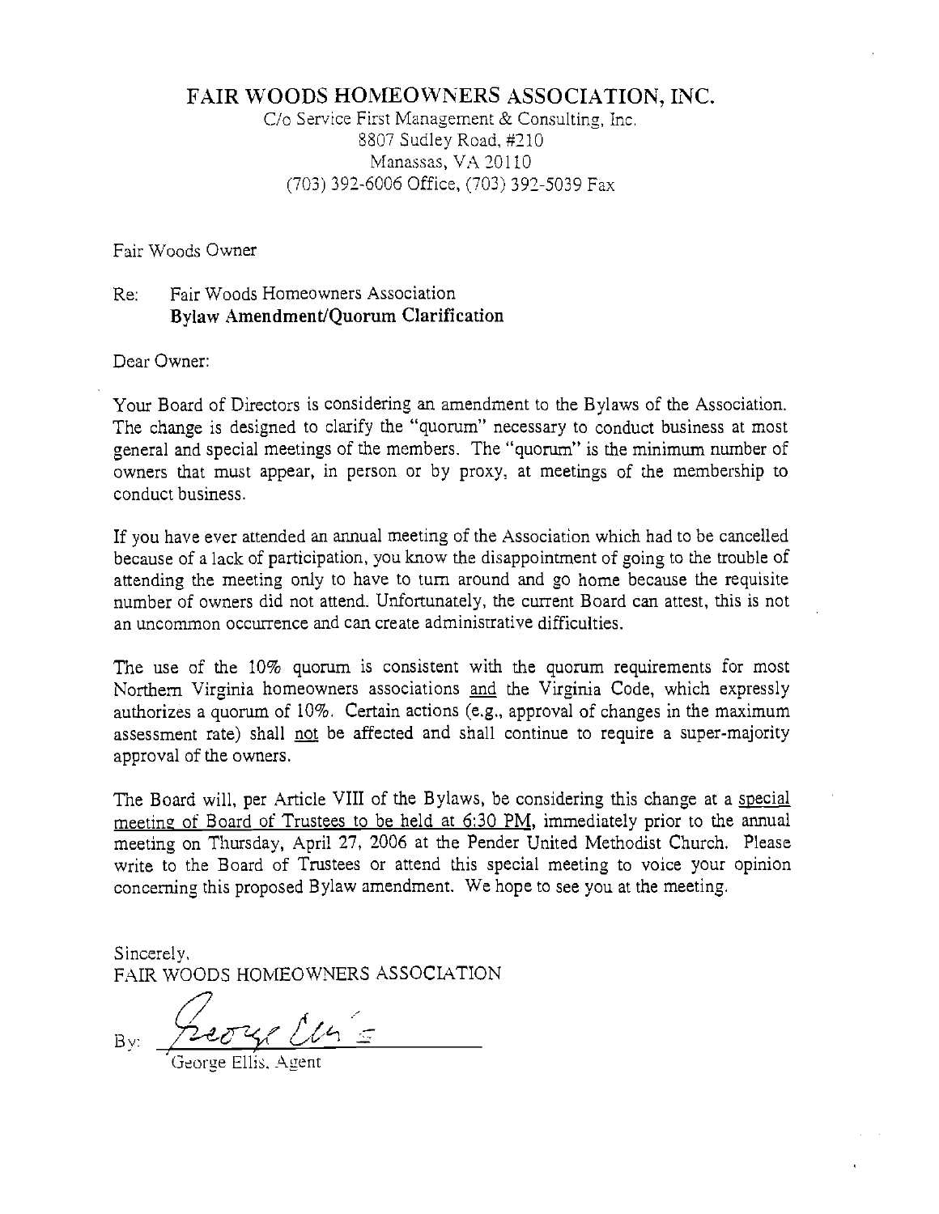# FAIR WOODS HOMEOWNERS ASSOCIATION, INC.

C/o Service First Management & Consulting, Inc.
8807 Sudley Road, #210
Manassas, VA 20110
(703) 392-6006 Office, (703) 392-5039 Fax

Fair Woods Owner

Re: Fair Woods Homeowners Association
**Bylaw Amendment/Quorum Clarification**

Dear Owner:

Your Board of Directors is considering an amendment to the Bylaws of the Association. The change is designed to clarify the "quorum" necessary to conduct business at most general and special meetings of the members. The "quorum" is the minimum number of owners that must appear, in person or by proxy, at meetings of the membership to conduct business.

If you have ever attended an annual meeting of the Association which had to be cancelled because of a lack of participation, you know the disappointment of going to the trouble of attending the meeting only to have to turn around and go home because the requisite number of owners did not attend. Unfortunately, the current Board can attest, this is not an uncommon occurrence and can create administrative difficulties.

The use of the 10% quorum is consistent with the quorum requirements for most Northern Virginia homeowners associations <u>and</u> the Virginia Code, which expressly authorizes a quorum of 10%. Certain actions (e.g., approval of changes in the maximum assessment rate) shall <u>not</u> be affected and shall continue to require a super-majority approval of the owners.

The Board will, per Article VIII of the Bylaws, be considering this change at a <u>special meeting of Board of Trustees to be held at 6:30 PM</u>, immediately prior to the annual meeting on Thursday, April 27, 2006 at the Pender United Methodist Church. Please write to the Board of Trustees or attend this special meeting to voice your opinion concerning this proposed Bylaw amendment. We hope to see you at the meeting.

Sincerely,
FAIR WOODS HOMEOWNERS ASSOCIATION

By: George Ellis
George Ellis, Agent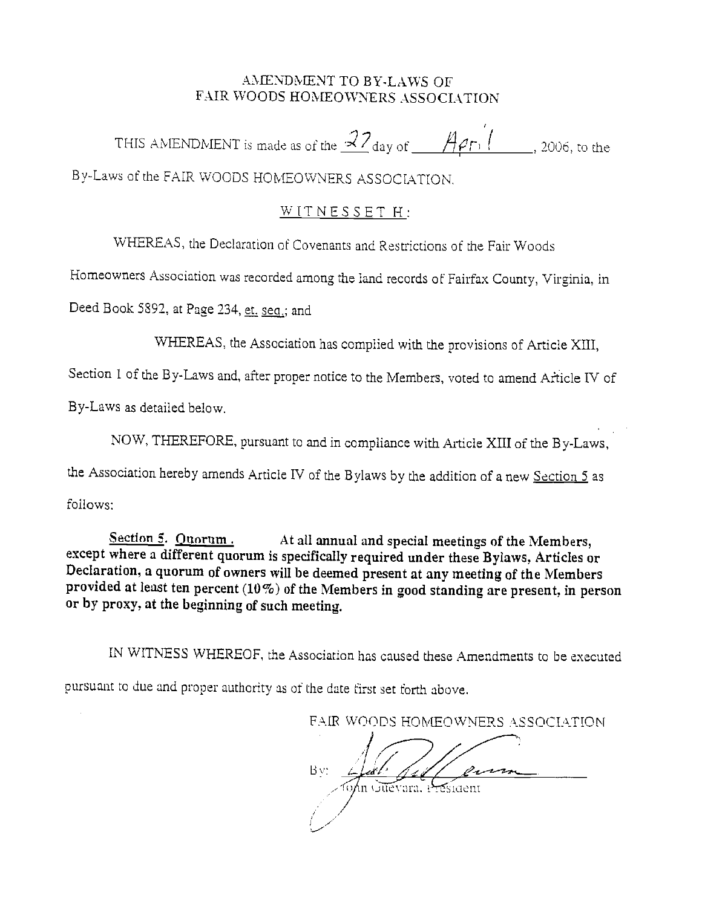# AMENDMENT TO BY-LAWS OF FAIR WOODS HOMEOWNERS ASSOCIATION

THIS AMENDMENT is made as of the 27 day of April, 2006, to the By-Laws of the FAIR WOODS HOMEOWNERS ASSOCIATION.

WITNESSETH:

WHEREAS, the Declaration of Covenants and Restrictions of the Fair Woods Homeowners Association was recorded among the land records of Fairfax County, Virginia, in Deed Book 5892, at Page 234, et. seq.; and

WHEREAS, the Association has complied with the provisions of Article XIII, Section 1 of the By-Laws and, after proper notice to the Members, voted to amend Article IV of By-Laws as detailed below.

NOW, THEREFORE, pursuant to and in compliance with Article XIII of the By-Laws, the Association hereby amends Article IV of the Bylaws by the addition of a new Section 5 as follows:

**Section 5. Quorum. At all annual and special meetings of the Members, except where a different quorum is specifically required under these Bylaws, Articles or Declaration, a quorum of owners will be deemed present at any meeting of the Members provided at least ten percent (10%) of the Members in good standing are present, in person or by proxy, at the beginning of such meeting.**

IN WITNESS WHEREOF, the Association has caused these Amendments to be executed pursuant to due and proper authority as of the date first set forth above.

FAIR WOODS HOMEOWNERS ASSOCIATION

By: ______________________
John Guevara, President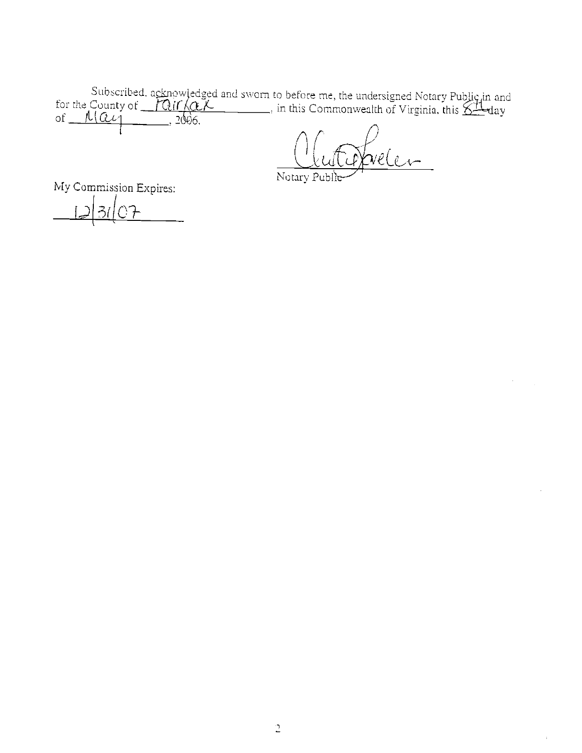Subscribed, acknowledged and sworn to before me, the undersigned Notary Public in and for the County of Fairfax, in this Commonwealth of Virginia, this 8th day of May, 2006.

Notary Public

My Commission Expires:

12/31/07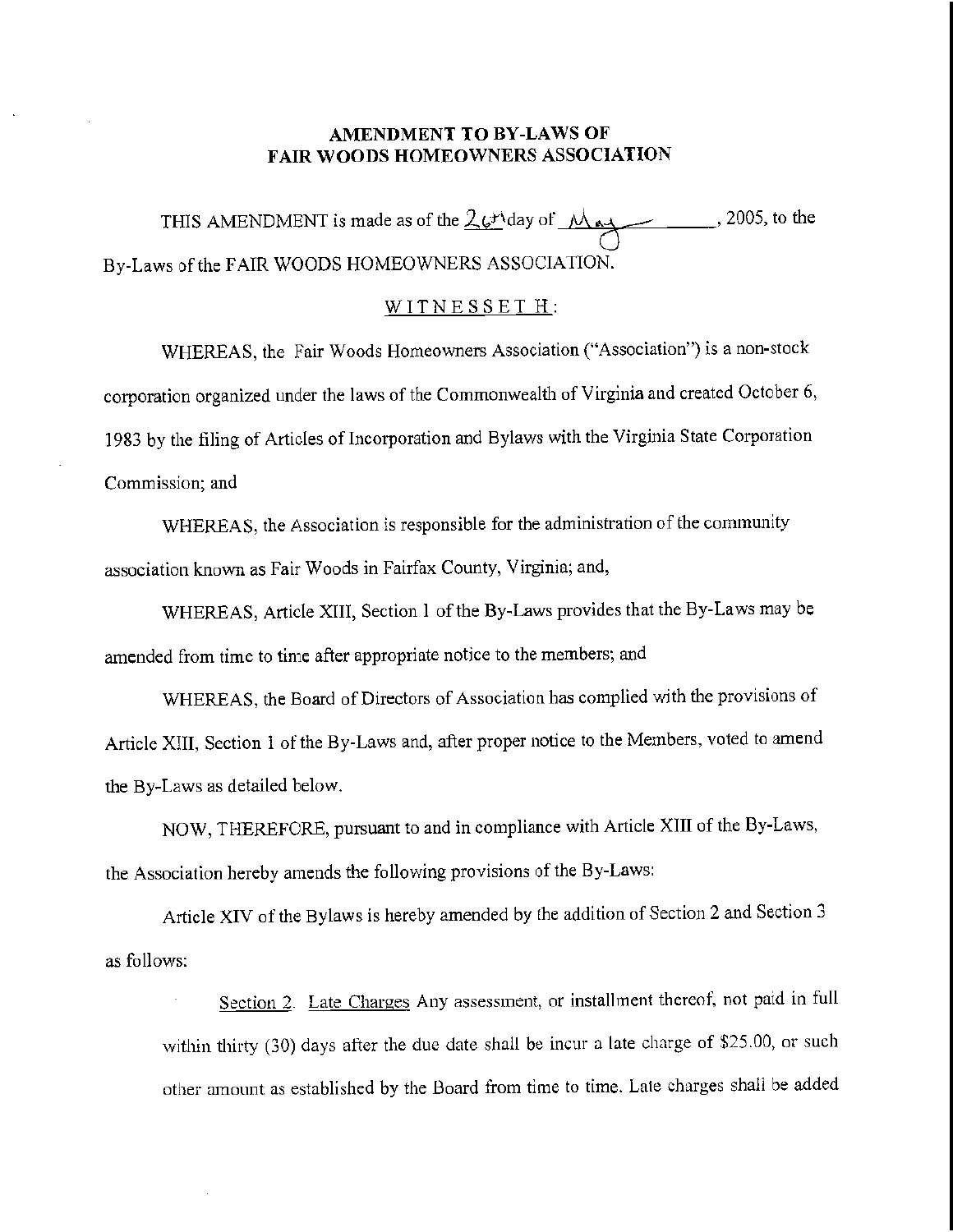**AMENDMENT TO BY-LAWS OF**
**FAIR WOODS HOMEOWNERS ASSOCIATION**

THIS AMENDMENT is made as of the 26th day of May, 2005, to the By-Laws of the FAIR WOODS HOMEOWNERS ASSOCIATION.

W I T N E S S E T H:

WHEREAS, the Fair Woods Homeowners Association ("Association") is a non-stock corporation organized under the laws of the Commonwealth of Virginia and created October 6, 1983 by the filing of Articles of Incorporation and Bylaws with the Virginia State Corporation Commission; and

WHEREAS, the Association is responsible for the administration of the community association known as Fair Woods in Fairfax County, Virginia; and,

WHEREAS, Article XIII, Section 1 of the By-Laws provides that the By-Laws may be amended from time to time after appropriate notice to the members; and

WHEREAS, the Board of Directors of Association has complied with the provisions of Article XIII, Section 1 of the By-Laws and, after proper notice to the Members, voted to amend the By-Laws as detailed below.

NOW, THEREFORE, pursuant to and in compliance with Article XIII of the By-Laws, the Association hereby amends the following provisions of the By-Laws:

Article XIV of the Bylaws is hereby amended by the addition of Section 2 and Section 3 as follows:

Section 2. Late Charges Any assessment, or installment thereof, not paid in full within thirty (30) days after the due date shall be incur a late charge of $25.00, or such other amount as established by the Board from time to time. Late charges shall be added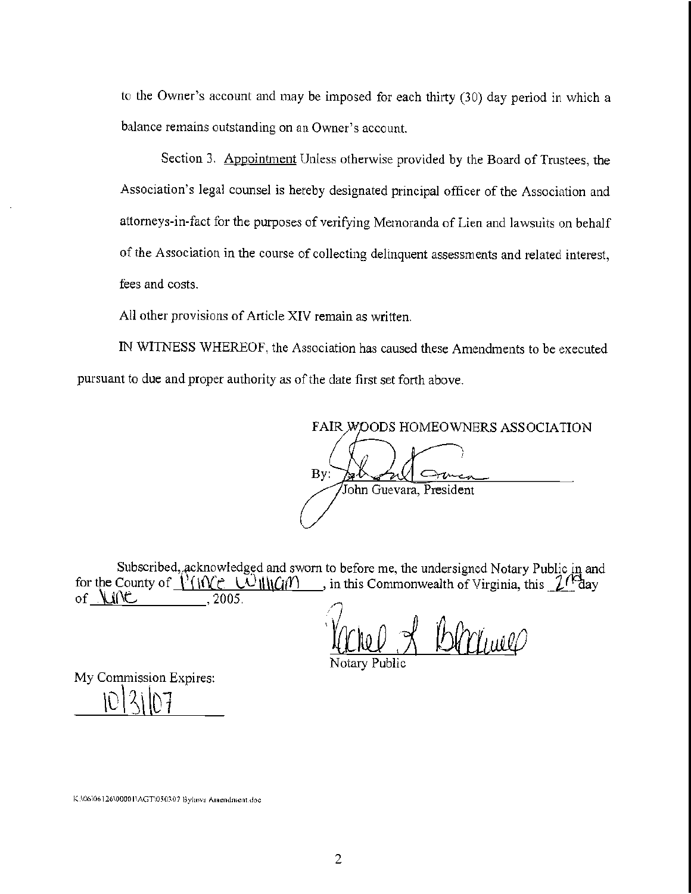to the Owner's account and may be imposed for each thirty (30) day period in which a balance remains outstanding on an Owner's account.

Section 3. Appointment Unless otherwise provided by the Board of Trustees, the Association's legal counsel is hereby designated principal officer of the Association and attorneys-in-fact for the purposes of verifying Memoranda of Lien and lawsuits on behalf of the Association in the course of collecting delinquent assessments and related interest, fees and costs.

All other provisions of Article XIV remain as written.

IN WITNESS WHEREOF, the Association has caused these Amendments to be executed pursuant to due and proper authority as of the date first set forth above.

FAIR WOODS HOMEOWNERS ASSOCIATION

By: _______________________
John Guevara, President

Subscribed, acknowledged and sworn to before me, the undersigned Notary Public in and for the County of Prince William, in this Commonwealth of Virginia, this 2nd day of June, 2005.

_______________________
Notary Public

My Commission Expires:
10/31/07

K:\06\06126\00001\AGT\050307 Bylaws Amendment.doc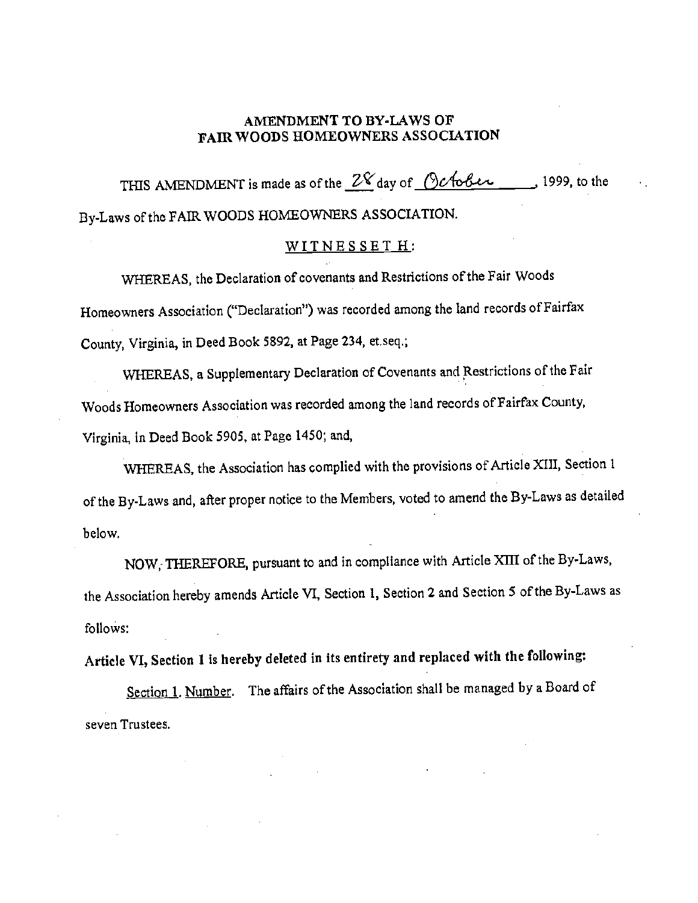# AMENDMENT TO BY-LAWS OF FAIR WOODS HOMEOWNERS ASSOCIATION

THIS AMENDMENT is made as of the 28 day of October, 1999, to the By-Laws of the FAIR WOODS HOMEOWNERS ASSOCIATION.

WITNESSETH:

WHEREAS, the Declaration of covenants and Restrictions of the Fair Woods Homeowners Association ("Declaration") was recorded among the land records of Fairfax County, Virginia, in Deed Book 5892, at Page 234, et.seq.;

WHEREAS, a Supplementary Declaration of Covenants and Restrictions of the Fair Woods Homeowners Association was recorded among the land records of Fairfax County, Virginia, in Deed Book 5905, at Page 1450; and,

WHEREAS, the Association has complied with the provisions of Article XIII, Section 1 of the By-Laws and, after proper notice to the Members, voted to amend the By-Laws as detailed below.

NOW, THEREFORE, pursuant to and in compliance with Article XIII of the By-Laws, the Association hereby amends Article VI, Section 1, Section 2 and Section 5 of the By-Laws as follows:

**Article VI, Section 1 is hereby deleted in its entirety and replaced with the following:**

Section 1. Number. The affairs of the Association shall be managed by a Board of seven Trustees.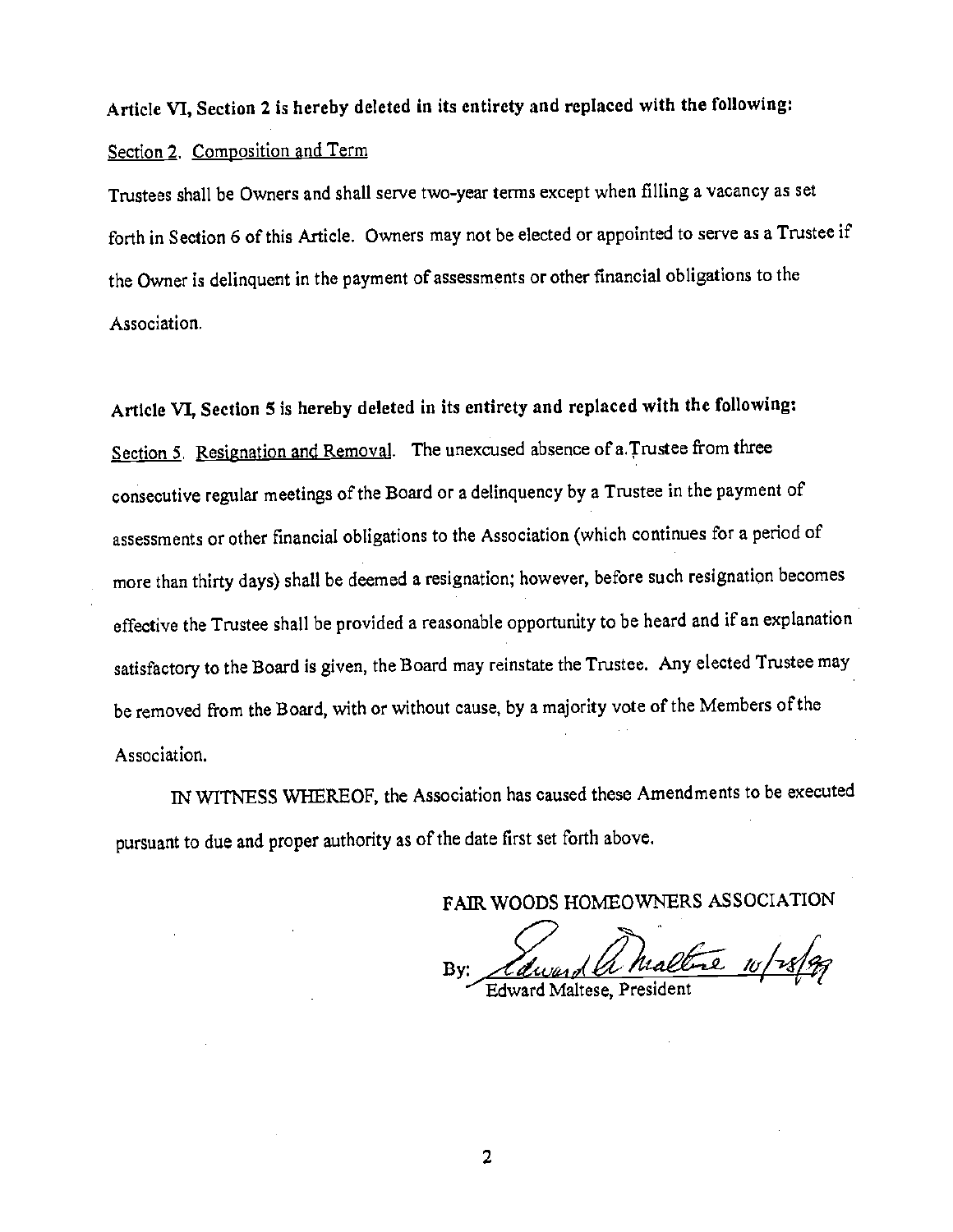**Article VI, Section 2 is hereby deleted in its entirety and replaced with the following:**

Section 2. Composition and Term

Trustees shall be Owners and shall serve two-year terms except when filling a vacancy as set forth in Section 6 of this Article. Owners may not be elected or appointed to serve as a Trustee if the Owner is delinquent in the payment of assessments or other financial obligations to the Association.

**Article VI, Section 5 is hereby deleted in its entirety and replaced with the following:**

Section 5. Resignation and Removal. The unexcused absence of a Trustee from three consecutive regular meetings of the Board or a delinquency by a Trustee in the payment of assessments or other financial obligations to the Association (which continues for a period of more than thirty days) shall be deemed a resignation; however, before such resignation becomes effective the Trustee shall be provided a reasonable opportunity to be heard and if an explanation satisfactory to the Board is given, the Board may reinstate the Trustee. Any elected Trustee may be removed from the Board, with or without cause, by a majority vote of the Members of the Association.

IN WITNESS WHEREOF, the Association has caused these Amendments to be executed pursuant to due and proper authority as of the date first set forth above.

FAIR WOODS HOMEOWNERS ASSOCIATION

By: Edward A. Maltese 10/28/99

Edward Maltese, President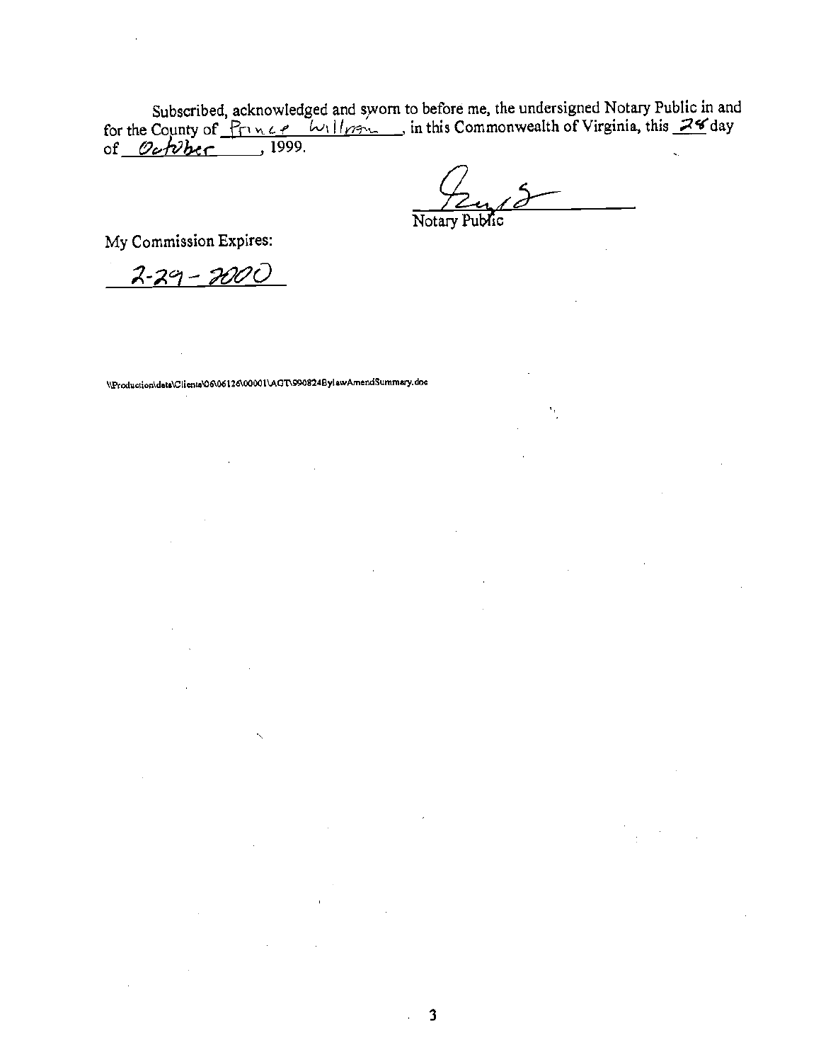Subscribed, acknowledged and sworn to before me, the undersigned Notary Public in and for the County of Prince William, in this Commonwealth of Virginia, this 28 day of October, 1999.

Notary Public

My Commission Expires:

2-29-2000

\\Production\data\Clients\06\06126\00001\AGT\990824BylawAmendSummary.doc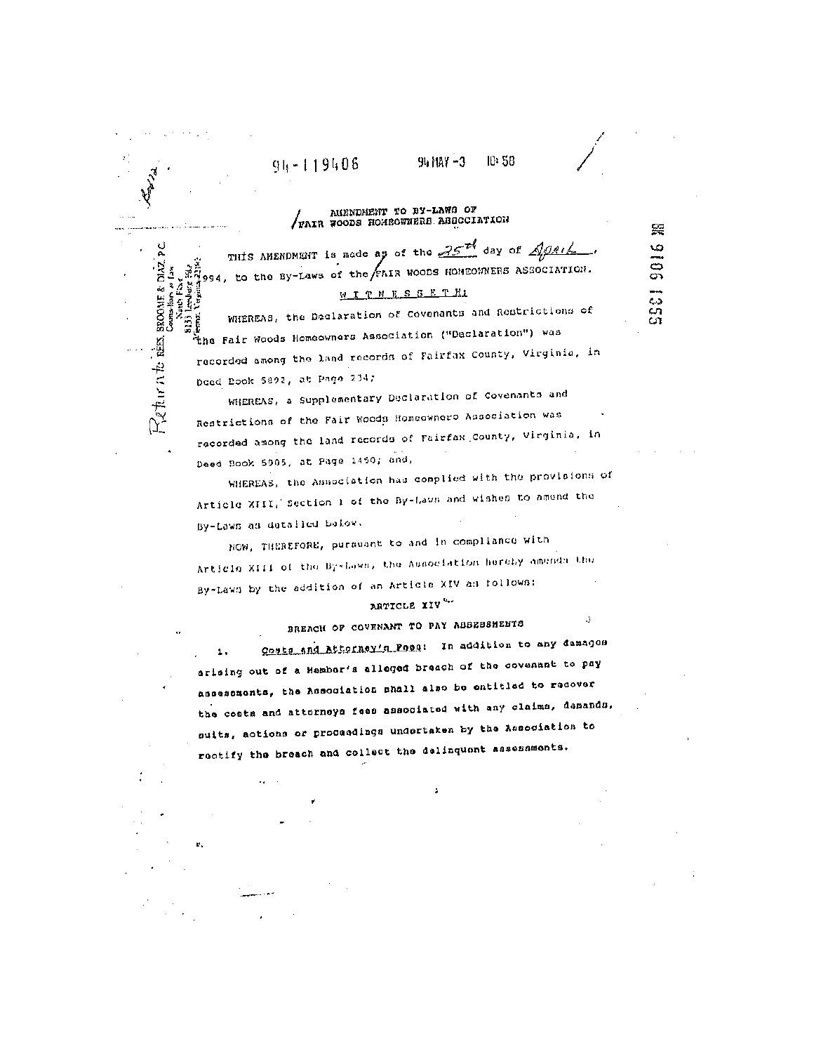94-119406 94 MAY -3 10:58

BK 9106 1355

Return to: REES, BROOME & DIAZ, P.C.
Counselors at Law
North Fax
8133 Leesburg Pike
Vienna, Virginia 22182

# AMENDMENT TO BY-LAWS OF FAIR WOODS HOMEOWNERS ASSOCIATION

THIS AMENDMENT is made as of the 25th day of April, 1994, to the By-Laws of the FAIR WOODS HOMEOWNERS ASSOCIATION.

W I T N E S S E T H:

WHEREAS, the Declaration of Covenants and Restrictions of the Fair Woods Homeowners Association ("Declaration") was recorded among the land records of Fairfax County, Virginia, in Deed Book 5892, at Page 234;

WHEREAS, a Supplementary Declaration of Covenants and Restrictions of the Fair Woods Homeowners Association was recorded among the land records of Fairfax County, Virginia, in Deed Book 5905, at Page 1450; and,

WHEREAS, the Association has complied with the provisions of Article XIII, Section 1 of the By-Laws and wishes to amend the By-Laws as detailed below.

NOW, THEREFORE, pursuant to and in compliance with Article XIII of the By-Laws, the Association hereby amends the By-Laws by the addition of an Article XIV as follows:

## ARTICLE XIV

### BREACH OF COVENANT TO PAY ASSESSMENTS

1. Costs and Attorney's Fees: In addition to any damages arising out of a Member's alleged breach of the covenant to pay assessments, the Association shall also be entitled to recover the costs and attorneys fees associated with any claims, demands, suits, actions or proceedings undertaken by the Association to rectify the breach and collect the delinquent assessments.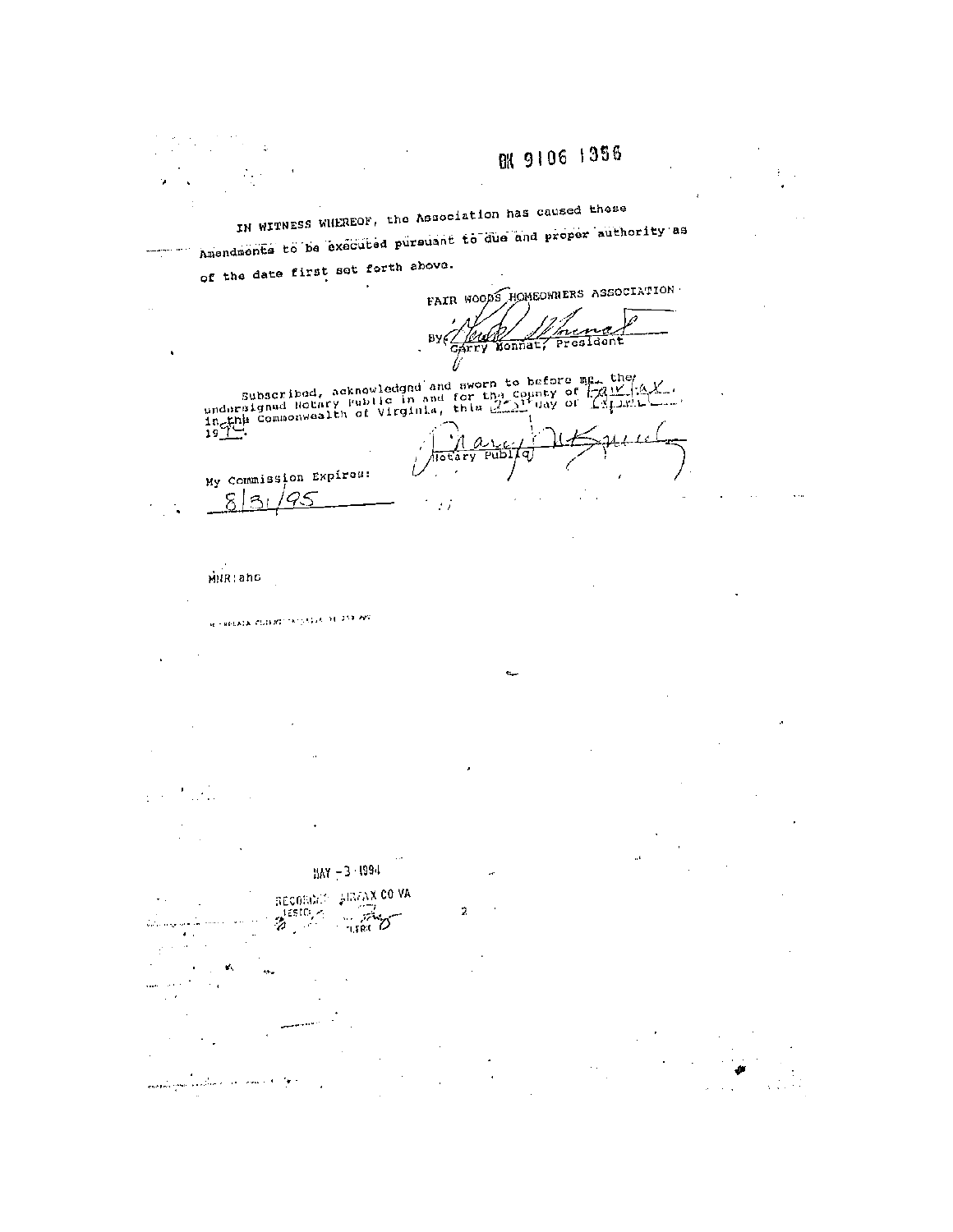BK 9106 1356

IN WITNESS WHEREOF, the Association has caused these Amendments to be executed pursuant to due and proper authority as of the date first set forth above.

FAIR WOODS HOMEOWNERS ASSOCIATION

By: Garry Bonnat, President

Subscribed, acknowledged and sworn to before me, the undersigned Notary Public in and for the County of Fairfax, in the Commonwealth of Virginia, this ___ day of April, 1994.

Notary Public

My Commission Expires:
8/31/95

MHR:ahc

MAY - 3 1994

RECORDED FAIRFAX CO VA
TESTE:
CLERK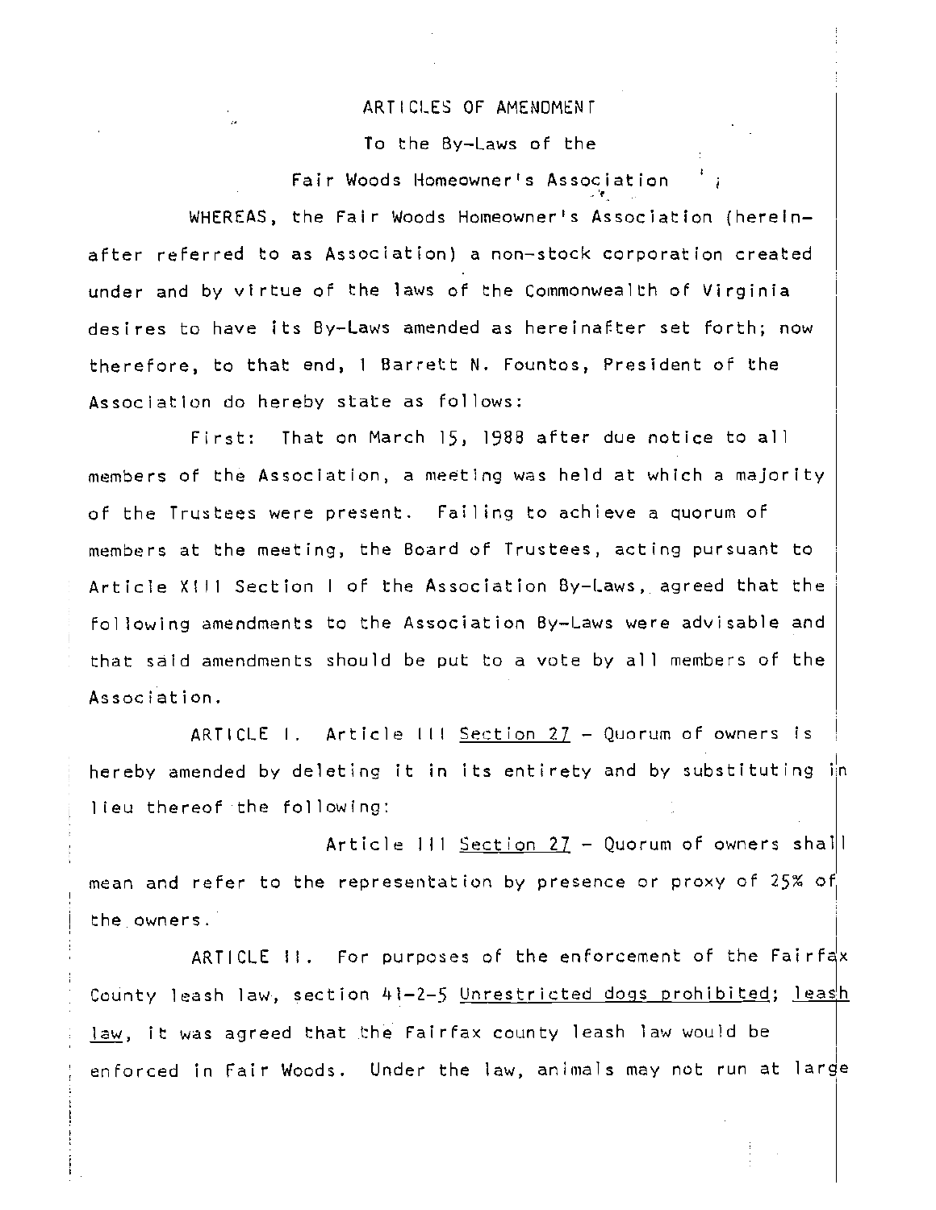ARTICLES OF AMENDMENT

To the By-Laws of the

Fair Woods Homeowner's Association

WHEREAS, the Fair Woods Homeowner's Association (hereinafter referred to as Association) a non-stock corporation created under and by virtue of the laws of the Commonwealth of Virginia desires to have its By-Laws amended as hereinafter set forth; now therefore, to that end, I Barrett N. Fountos, President of the Association do hereby state as follows:

First: That on March 15, 1988 after due notice to all members of the Association, a meeting was held at which a majority of the Trustees were present. Failing to achieve a quorum of members at the meeting, the Board of Trustees, acting pursuant to Article XIII Section I of the Association By-Laws, agreed that the following amendments to the Association By-Laws were advisable and that said amendments should be put to a vote by all members of the Association.

ARTICLE I. Article III Section 27 - Quorum of owners is hereby amended by deleting it in its entirety and by substituting in lieu thereof the following:

Article III Section 27 - Quorum of owners shall mean and refer to the representation by presence or proxy of 25% of the owners.

ARTICLE II. For purposes of the enforcement of the Fairfax County leash law, section 41-2-5 Unrestricted dogs prohibited; leash law, it was agreed that the Fairfax county leash law would be enforced in Fair Woods. Under the law, animals may not run at large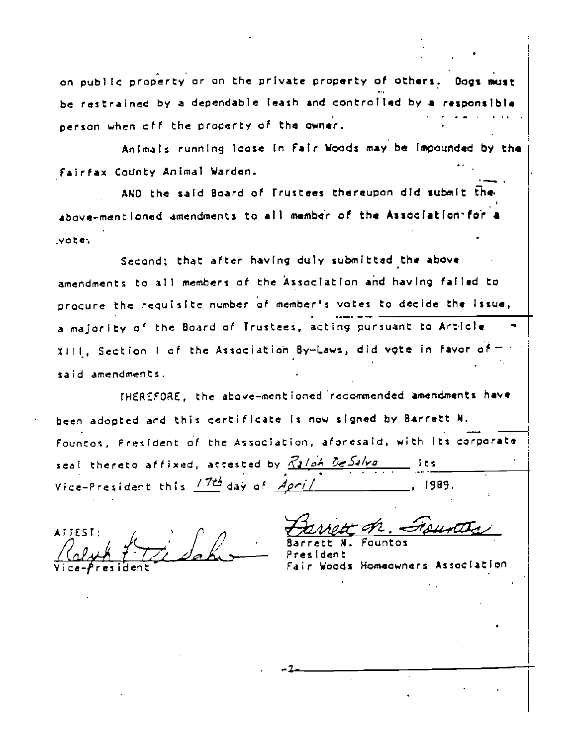on public property or on the private property of others. Dogs must be restrained by a dependable leash and controlled by a responsible person when off the property of the owner.

Animals running loose in Fair Woods may be impounded by the Fairfax County Animal Warden.

AND the said Board of Trustees thereupon did submit the above-mentioned amendments to all member of the Association for a vote.

Second; that after having duly submitted the above amendments to all members of the Association and having failed to procure the requisite number of member's votes to decide the issue, a majority of the Board of Trustees, acting pursuant to Article XIII, Section I of the Association By-Laws, did vote in favor of said amendments.

THEREFORE, the above-mentioned recommended amendments have been adopted and this certificate is now signed by Barrett N. Fountos, President of the Association, aforesaid, with its corporate seal thereto affixed, attested by *Ralph DeSalvo* its Vice-President this *17th* day of *April*, 1989.

ATTEST:

*Ralph DeSalvo*

Vice-President

*Barrett N. Fountos*

Barrett N. Fountos

President

Fair Woods Homeowners Association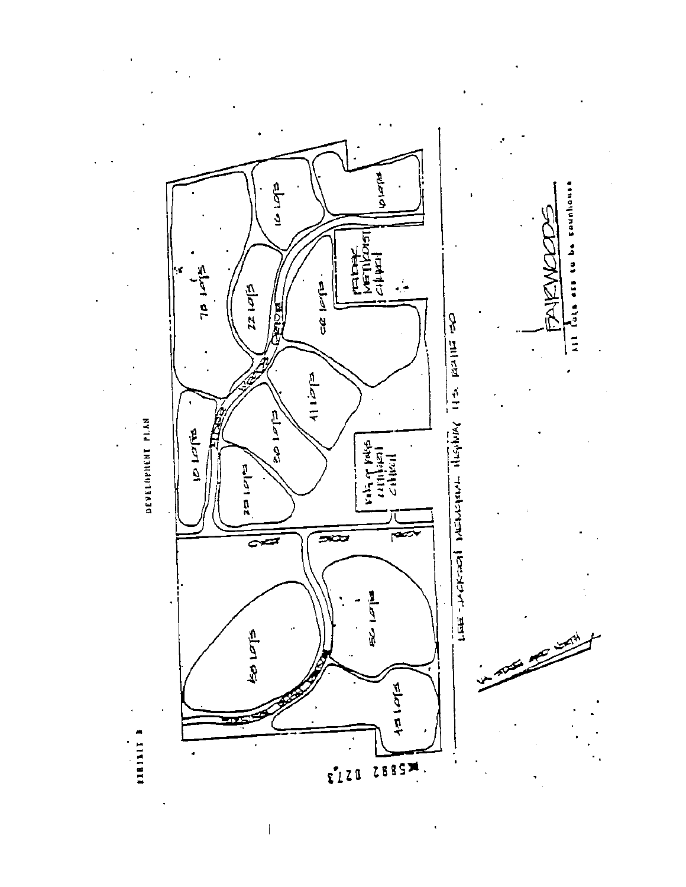EXHIBIT B

DEVELOPMENT PLAN

FAIRWOODS

All lots are to be townhouse

LEE-JACKSON MEMORIAL HIGHWAY U.S. ROUTE 50

16 LOTS

23 LOTS

20 LOTS

11 LOTS

78 LOTS

22 LOTS

62 LOTS

16 LOTS

10 LOTS

60 LOTS

50 LOTS

45 LOTS

BK 5882 0273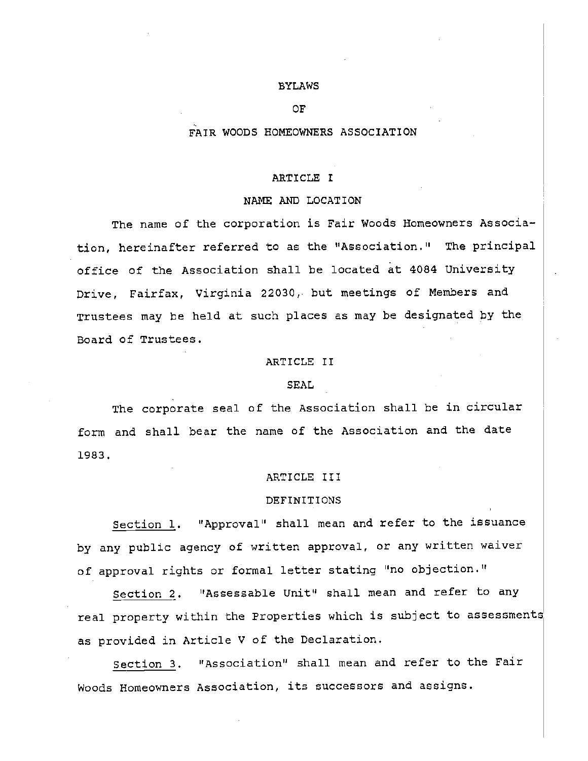# BYLAWS

# OF

# FAIR WOODS HOMEOWNERS ASSOCIATION

## ARTICLE I

## NAME AND LOCATION

The name of the corporation is Fair Woods Homeowners Association, hereinafter referred to as the "Association." The principal office of the Association shall be located at 4084 University Drive, Fairfax, Virginia 22030, but meetings of Members and Trustees may be held at such places as may be designated by the Board of Trustees.

## ARTICLE II

## SEAL

The corporate seal of the Association shall be in circular form and shall bear the name of the Association and the date 1983.

## ARTICLE III

## DEFINITIONS

Section 1. "Approval" shall mean and refer to the issuance by any public agency of written approval, or any written waiver of approval rights or formal letter stating "no objection."

Section 2. "Assessable Unit" shall mean and refer to any real property within the Properties which is subject to assessments as provided in Article V of the Declaration.

Section 3. "Association" shall mean and refer to the Fair Woods Homeowners Association, its successors and assigns.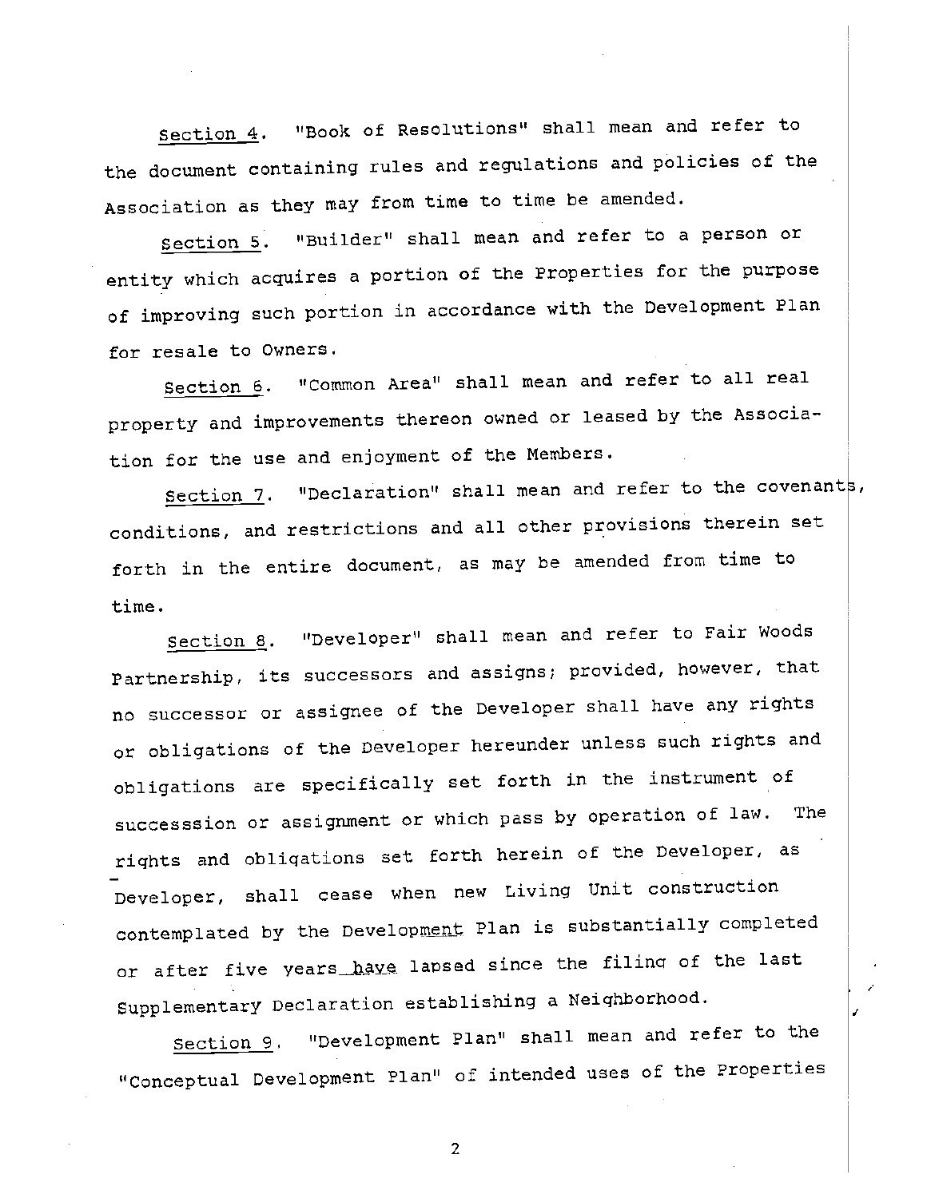<u>Section 4</u>. "Book of Resolutions" shall mean and refer to the document containing rules and regulations and policies of the Association as they may from time to time be amended.

<u>Section 5</u>. "Builder" shall mean and refer to a person or entity which acquires a portion of the Properties for the purpose of improving such portion in accordance with the Development Plan for resale to Owners.

<u>Section 6</u>. "Common Area" shall mean and refer to all real property and improvements thereon owned or leased by the Association for the use and enjoyment of the Members.

<u>Section 7</u>. "Declaration" shall mean and refer to the covenants, conditions, and restrictions and all other provisions therein set forth in the entire document, as may be amended from time to time.

<u>Section 8</u>. "Developer" shall mean and refer to Fair Woods Partnership, its successors and assigns; provided, however, that no successor or assignee of the Developer shall have any rights or obligations of the Developer hereunder unless such rights and obligations are specifically set forth in the instrument of successsion or assignment or which pass by operation of law. The rights and obligations set forth herein of the Developer, as Developer, shall cease when new Living Unit construction contemplated by the Development Plan is substantially completed or after five years have lapsed since the filing of the last Supplementary Declaration establishing a Neighborhood.

<u>Section 9</u>. "Development Plan" shall mean and refer to the "Conceptual Development Plan" of intended uses of the Properties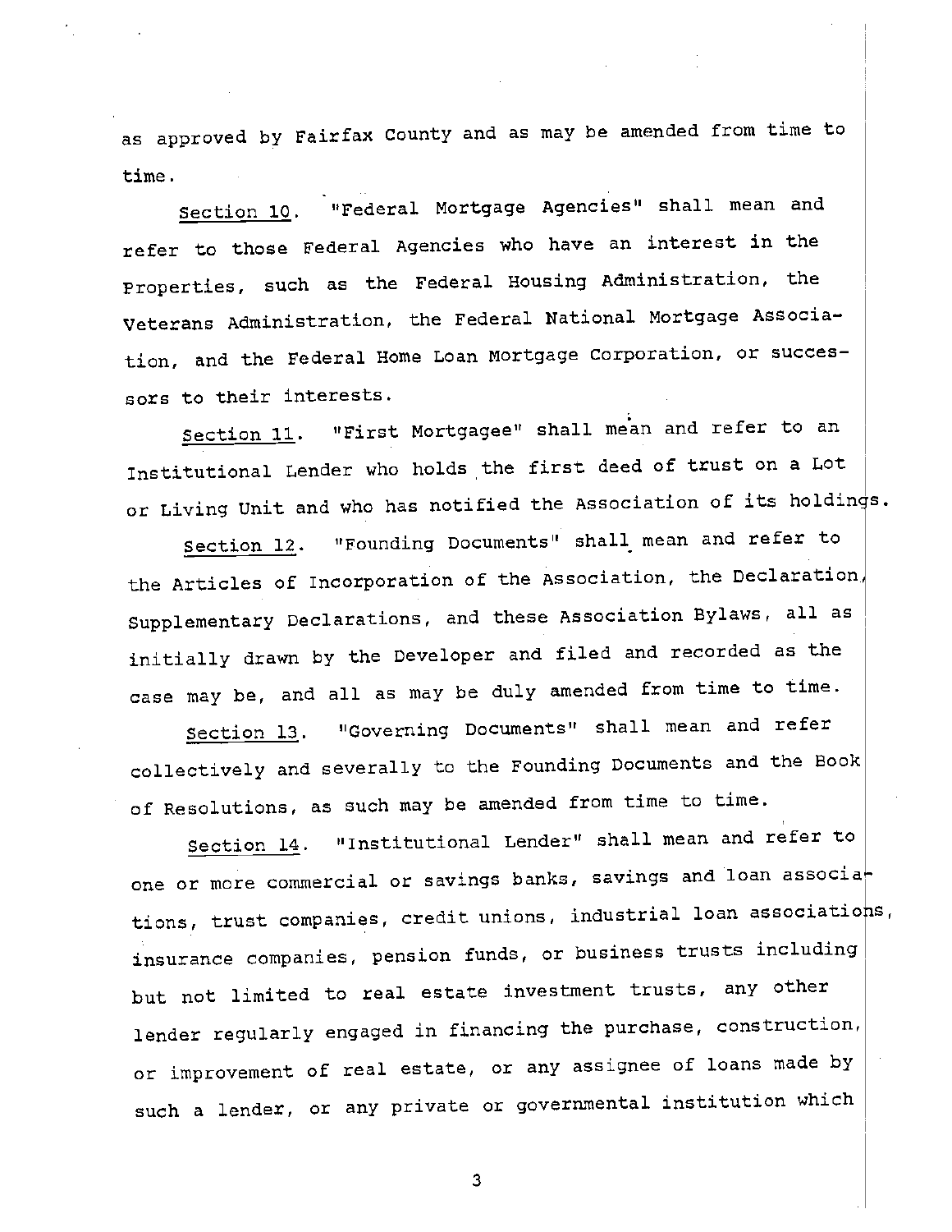as approved by Fairfax County and as may be amended from time to time.

Section 10. "Federal Mortgage Agencies" shall mean and refer to those Federal Agencies who have an interest in the Properties, such as the Federal Housing Administration, the Veterans Administration, the Federal National Mortgage Association, and the Federal Home Loan Mortgage Corporation, or successors to their interests.

Section 11. "First Mortgagee" shall mean and refer to an Institutional Lender who holds the first deed of trust on a Lot or Living Unit and who has notified the Association of its holdings.

Section 12. "Founding Documents" shall mean and refer to the Articles of Incorporation of the Association, the Declaration, Supplementary Declarations, and these Association Bylaws, all as initially drawn by the Developer and filed and recorded as the case may be, and all as may be duly amended from time to time.

Section 13. "Governing Documents" shall mean and refer collectively and severally to the Founding Documents and the Book of Resolutions, as such may be amended from time to time.

Section 14. "Institutional Lender" shall mean and refer to one or more commercial or savings banks, savings and loan associations, trust companies, credit unions, industrial loan associations, insurance companies, pension funds, or business trusts including but not limited to real estate investment trusts, any other lender regularly engaged in financing the purchase, construction, or improvement of real estate, or any assignee of loans made by such a lender, or any private or governmental institution which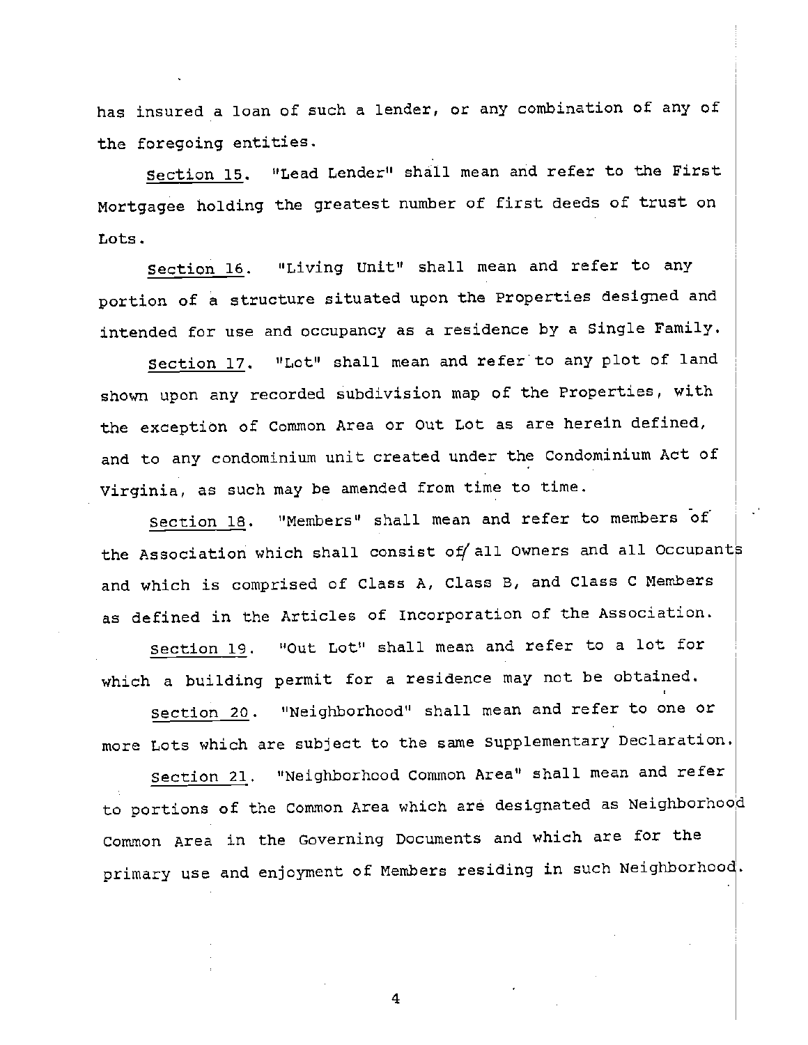has insured a loan of such a lender, or any combination of any of the foregoing entities.

Section 15. "Lead Lender" shall mean and refer to the First Mortgagee holding the greatest number of first deeds of trust on Lots.

Section 16. "Living Unit" shall mean and refer to any portion of a structure situated upon the Properties designed and intended for use and occupancy as a residence by a Single Family.

Section 17. "Lot" shall mean and refer to any plot of land shown upon any recorded subdivision map of the Properties, with the exception of Common Area or Out Lot as are herein defined, and to any condominium unit created under the Condominium Act of Virginia, as such may be amended from time to time.

Section 18. "Members" shall mean and refer to members of the Association which shall consist of all Owners and all Occupants and which is comprised of Class A, Class B, and Class C Members as defined in the Articles of Incorporation of the Association.

Section 19. "Out Lot" shall mean and refer to a lot for which a building permit for a residence may not be obtained.

Section 20. "Neighborhood" shall mean and refer to one or more Lots which are subject to the same Supplementary Declaration.

Section 21. "Neighborhood Common Area" shall mean and refer to portions of the Common Area which are designated as Neighborhood Common Area in the Governing Documents and which are for the primary use and enjoyment of Members residing in such Neighborhood.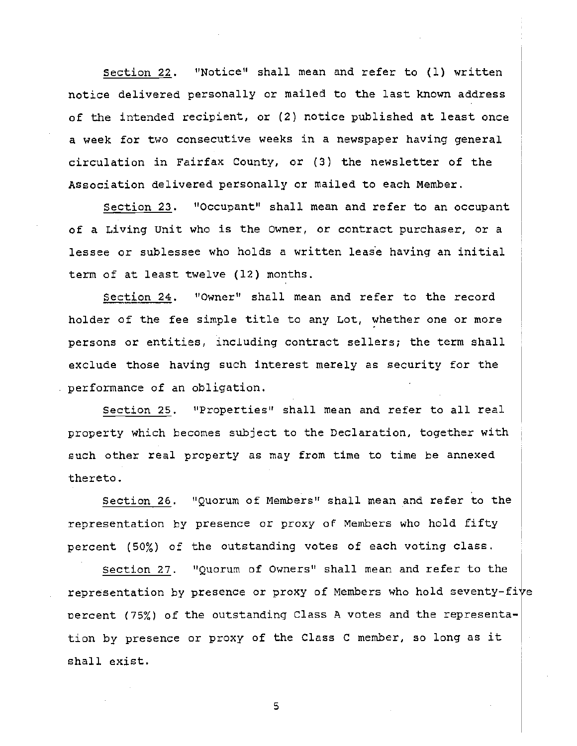<u>Section 22</u>. "Notice" shall mean and refer to (1) written notice delivered personally or mailed to the last known address of the intended recipient, or (2) notice published at least once a week for two consecutive weeks in a newspaper having general circulation in Fairfax County, or (3) the newsletter of the Association delivered personally or mailed to each Member.

<u>Section 23</u>. "Occupant" shall mean and refer to an occupant of a Living Unit who is the Owner, or contract purchaser, or a lessee or sublessee who holds a written lease having an initial term of at least twelve (12) months.

<u>Section 24</u>. "Owner" shall mean and refer to the record holder of the fee simple title to any Lot, whether one or more persons or entities, including contract sellers; the term shall exclude those having such interest merely as security for the performance of an obligation.

<u>Section 25</u>. "Properties" shall mean and refer to all real property which becomes subject to the Declaration, together with such other real property as may from time to time be annexed thereto.

<u>Section 26</u>. "Quorum of Members" shall mean and refer to the representation by presence or proxy of Members who hold fifty percent (50%) of the outstanding votes of each voting class.

<u>Section 27</u>. "Quorum of Owners" shall mean and refer to the representation by presence or proxy of Members who hold seventy-five percent (75%) of the outstanding Class A votes and the representation by presence or proxy of the Class C member, so long as it shall exist.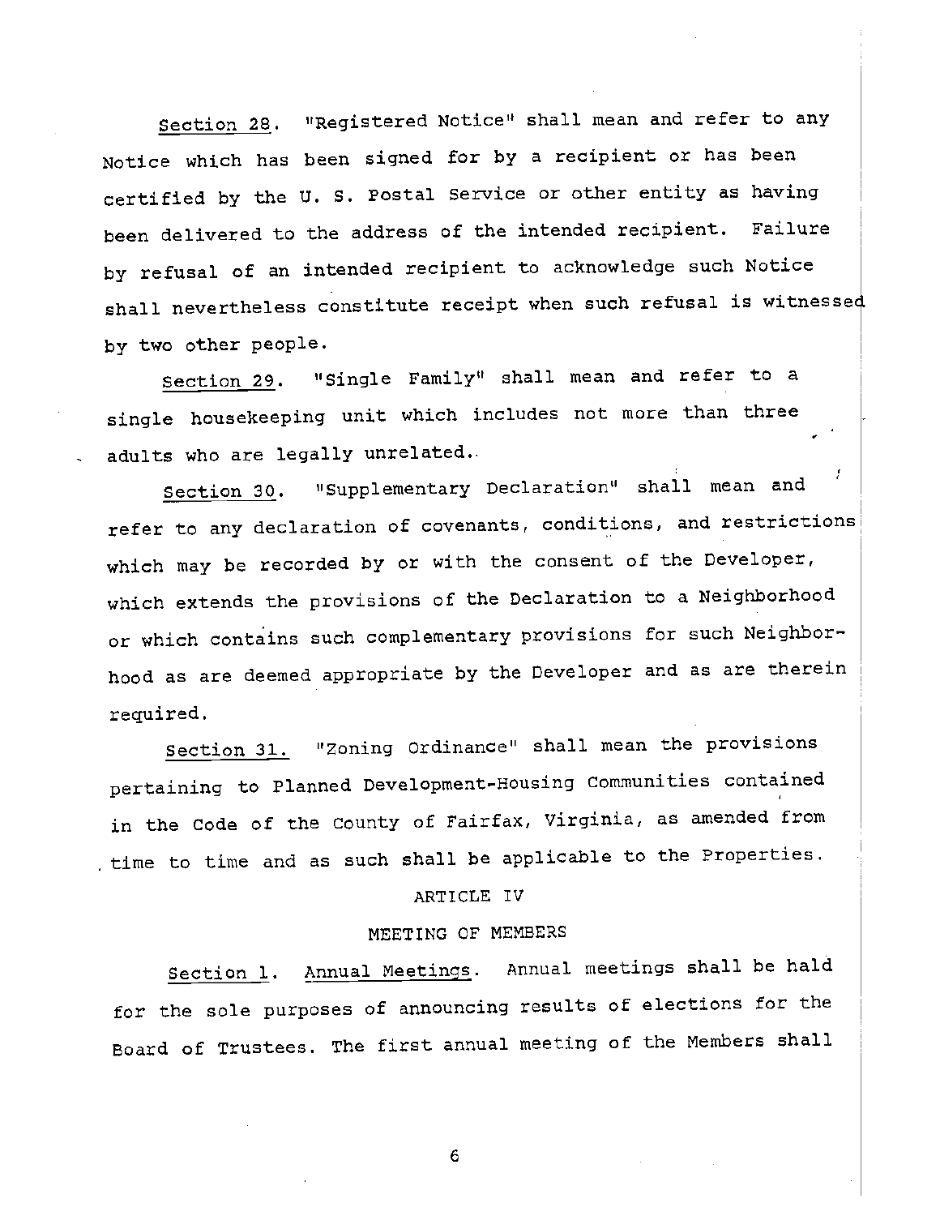Section 28. "Registered Notice" shall mean and refer to any Notice which has been signed for by a recipient or has been certified by the U. S. Postal Service or other entity as having been delivered to the address of the intended recipient. Failure by refusal of an intended recipient to acknowledge such Notice shall nevertheless constitute receipt when such refusal is witnessed by two other people.

Section 29. "Single Family" shall mean and refer to a single housekeeping unit which includes not more than three adults who are legally unrelated.

Section 30. "Supplementary Declaration" shall mean and refer to any declaration of covenants, conditions, and restrictions which may be recorded by or with the consent of the Developer, which extends the provisions of the Declaration to a Neighborhood or which contains such complementary provisions for such Neighborhood as are deemed appropriate by the Developer and as are therein required.

Section 31. "Zoning Ordinance" shall mean the provisions pertaining to Planned Development-Housing Communities contained in the Code of the County of Fairfax, Virginia, as amended from time to time and as such shall be applicable to the Properties.

## ARTICLE IV

## MEETING OF MEMBERS

Section 1. Annual Meetings. Annual meetings shall be hald for the sole purposes of announcing results of elections for the Board of Trustees. The first annual meeting of the Members shall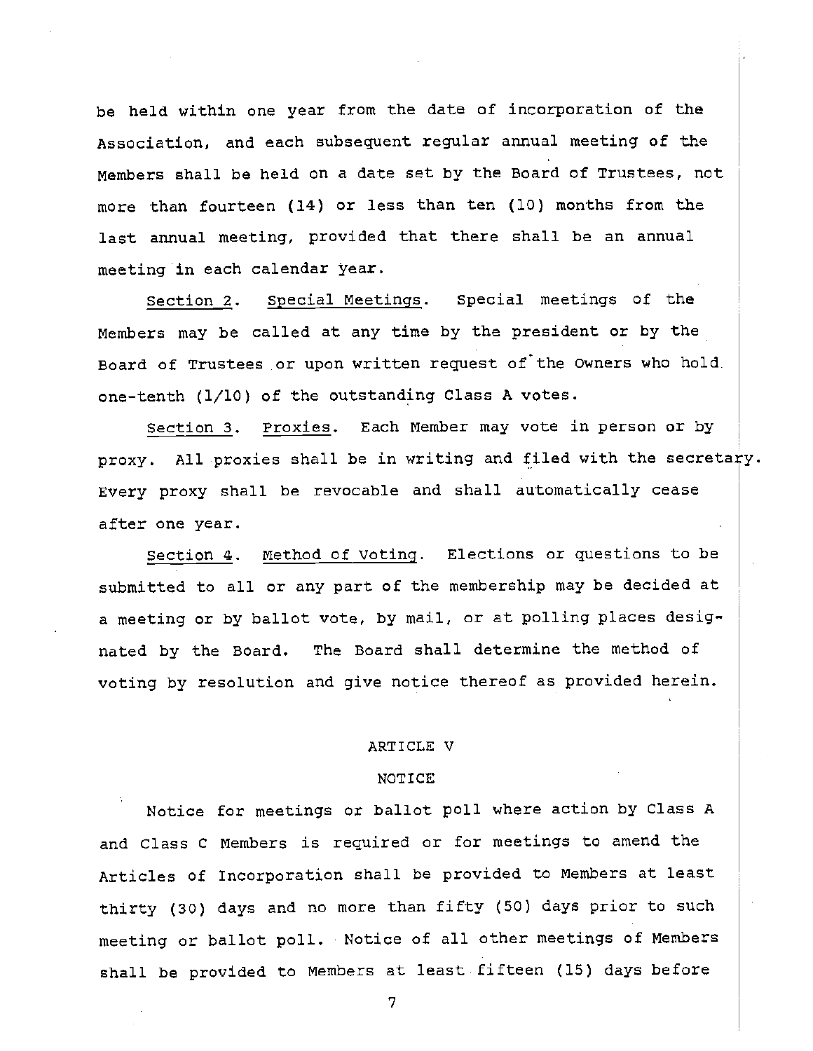be held within one year from the date of incorporation of the Association, and each subsequent regular annual meeting of the Members shall be held on a date set by the Board of Trustees, not more than fourteen (14) or less than ten (10) months from the last annual meeting, provided that there shall be an annual meeting in each calendar year.

Section 2. Special Meetings. Special meetings of the Members may be called at any time by the president or by the Board of Trustees or upon written request of the Owners who hold one-tenth (1/10) of the outstanding Class A votes.

Section 3. Proxies. Each Member may vote in person or by proxy. All proxies shall be in writing and filed with the secretary. Every proxy shall be revocable and shall automatically cease after one year.

Section 4. Method of Voting. Elections or questions to be submitted to all or any part of the membership may be decided at a meeting or by ballot vote, by mail, or at polling places designated by the Board. The Board shall determine the method of voting by resolution and give notice thereof as provided herein.

## ARTICLE V

## NOTICE

Notice for meetings or ballot poll where action by Class A and Class C Members is required or for meetings to amend the Articles of Incorporation shall be provided to Members at least thirty (30) days and no more than fifty (50) days prior to such meeting or ballot poll. Notice of all other meetings of Members shall be provided to Members at least fifteen (15) days before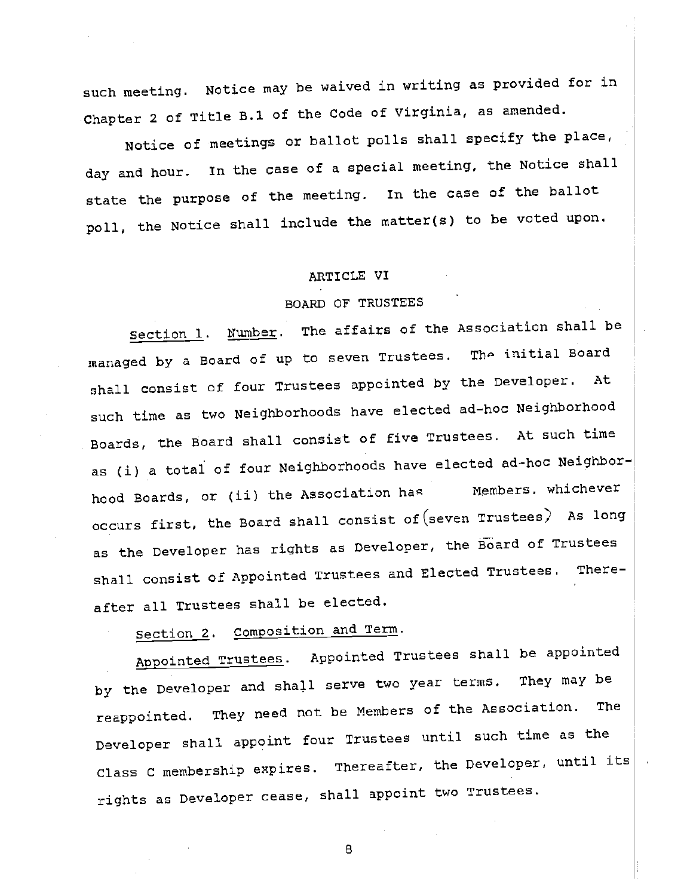such meeting. Notice may be waived in writing as provided for in Chapter 2 of Title B.1 of the Code of Virginia, as amended.

Notice of meetings or ballot polls shall specify the place, day and hour. In the case of a special meeting, the Notice shall state the purpose of the meeting. In the case of the ballot poll, the Notice shall include the matter(s) to be voted upon.

## ARTICLE VI

## BOARD OF TRUSTEES

Section 1. Number. The affairs of the Association shall be managed by a Board of up to seven Trustees. The initial Board shall consist of four Trustees appointed by the Developer. At such time as two Neighborhoods have elected ad-hoc Neighborhood Boards, the Board shall consist of five Trustees. At such time as (i) a total of four Neighborhoods have elected ad-hoc Neighborhood Boards, or (ii) the Association has Members, whichever occurs first, the Board shall consist of seven Trustees. As long as the Developer has rights as Developer, the Board of Trustees shall consist of Appointed Trustees and Elected Trustees. Thereafter all Trustees shall be elected.

Section 2. Composition and Term.

Appointed Trustees. Appointed Trustees shall be appointed by the Developer and shall serve two year terms. They may be reappointed. They need not be Members of the Association. The Developer shall appoint four Trustees until such time as the Class C membership expires. Thereafter, the Developer, until its rights as Developer cease, shall appoint two Trustees.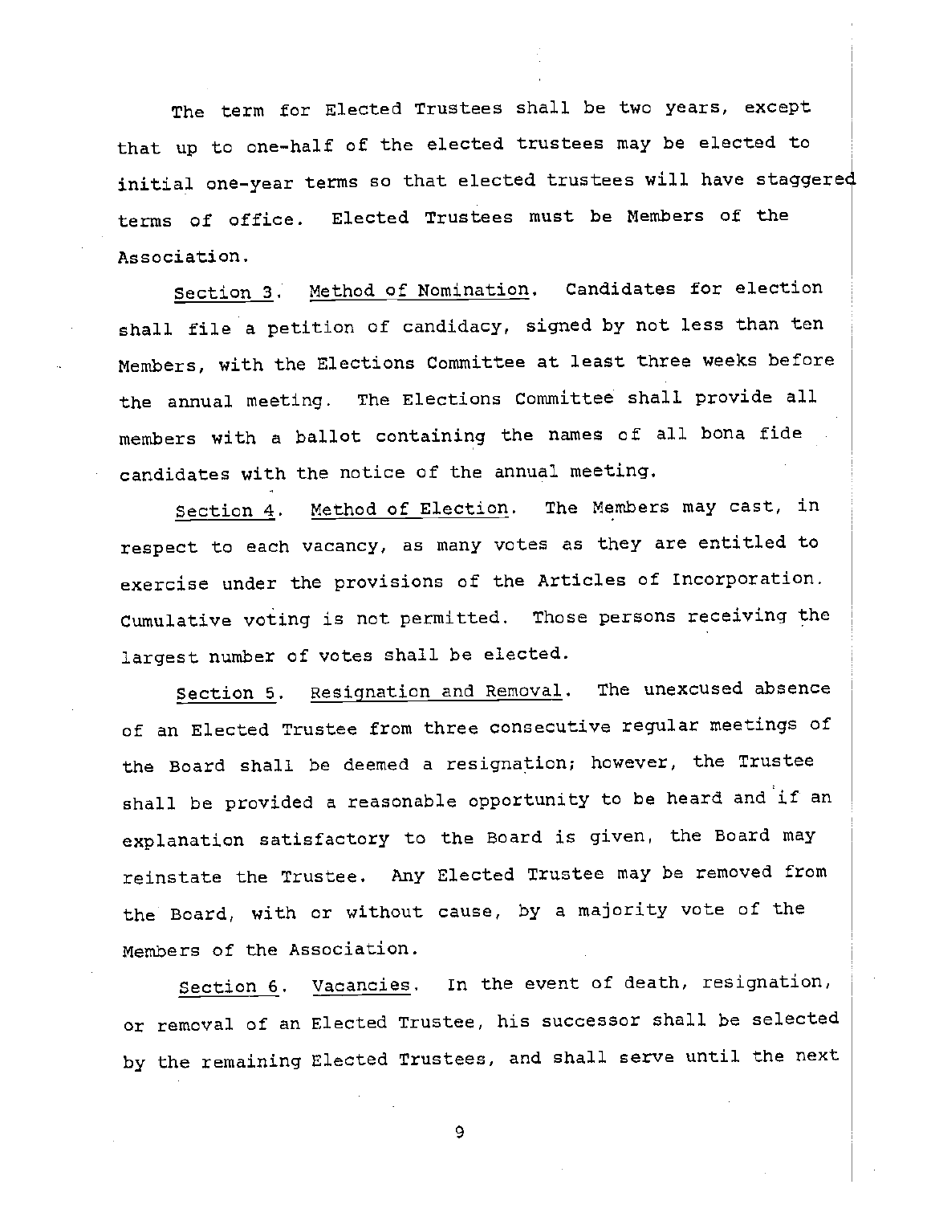The term for Elected Trustees shall be two years, except that up to one-half of the elected trustees may be elected to initial one-year terms so that elected trustees will have staggered terms of office. Elected Trustees must be Members of the Association.

<u>Section 3</u>. <u>Method of Nomination</u>. Candidates for election shall file a petition of candidacy, signed by not less than ten Members, with the Elections Committee at least three weeks before the annual meeting. The Elections Committee shall provide all members with a ballot containing the names of all bona fide candidates with the notice of the annual meeting.

<u>Section 4</u>. <u>Method of Election</u>. The Members may cast, in respect to each vacancy, as many votes as they are entitled to exercise under the provisions of the Articles of Incorporation. Cumulative voting is not permitted. Those persons receiving the largest number of votes shall be elected.

<u>Section 5</u>. <u>Resignation and Removal</u>. The unexcused absence of an Elected Trustee from three consecutive regular meetings of the Board shall be deemed a resignation; however, the Trustee shall be provided a reasonable opportunity to be heard and if an explanation satisfactory to the Board is given, the Board may reinstate the Trustee. Any Elected Trustee may be removed from the Board, with or without cause, by a majority vote of the Members of the Association.

<u>Section 6</u>. <u>Vacancies</u>. In the event of death, resignation, or removal of an Elected Trustee, his successor shall be selected by the remaining Elected Trustees, and shall serve until the next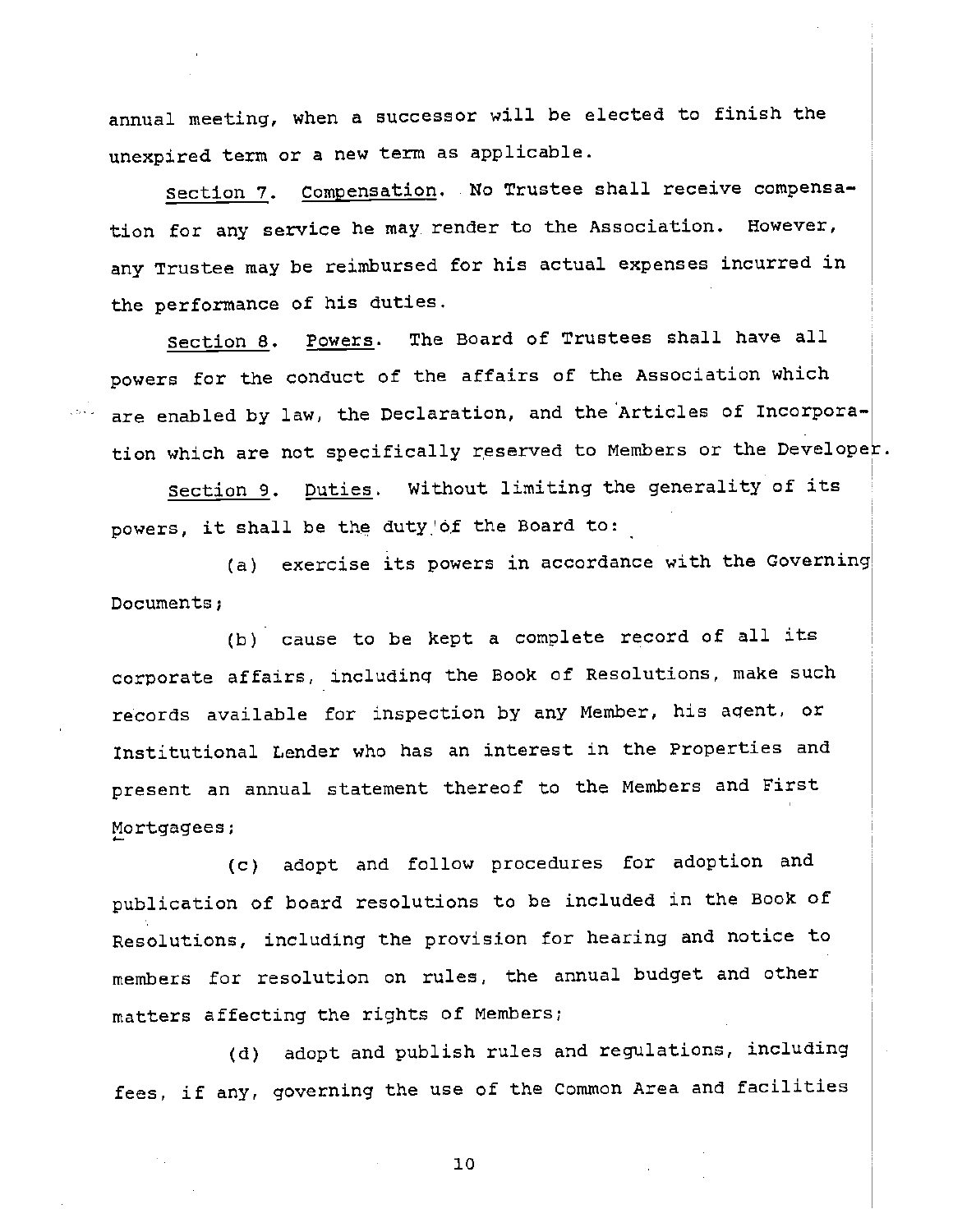annual meeting, when a successor will be elected to finish the unexpired term or a new term as applicable.

<u>Section 7</u>. <u>Compensation</u>. No Trustee shall receive compensation for any service he may render to the Association. However, any Trustee may be reimbursed for his actual expenses incurred in the performance of his duties.

<u>Section 8</u>. <u>Powers</u>. The Board of Trustees shall have all powers for the conduct of the affairs of the Association which are enabled by law, the Declaration, and the Articles of Incorporation which are not specifically reserved to Members or the Developer.

<u>Section 9</u>. <u>Duties</u>. Without limiting the generality of its powers, it shall be the duty of the Board to:

(a) exercise its powers in accordance with the Governing Documents;

(b) cause to be kept a complete record of all its corporate affairs, including the Book of Resolutions, make such records available for inspection by any Member, his agent, or Institutional Lender who has an interest in the Properties and present an annual statement thereof to the Members and First Mortgagees;

(c) adopt and follow procedures for adoption and publication of board resolutions to be included in the Book of Resolutions, including the provision for hearing and notice to members for resolution on rules, the annual budget and other matters affecting the rights of Members;

(d) adopt and publish rules and regulations, including fees, if any, governing the use of the Common Area and facilities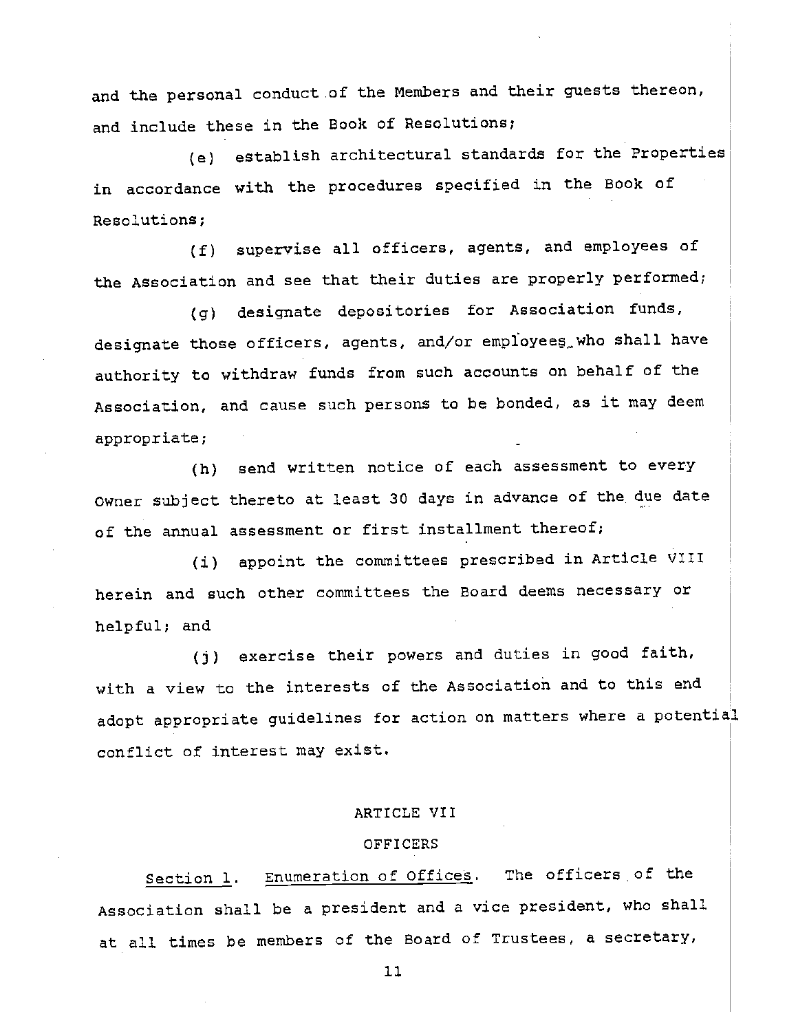and the personal conduct of the Members and their guests thereon, and include these in the Book of Resolutions;

(e) establish architectural standards for the Properties in accordance with the procedures specified in the Book of Resolutions;

(f) supervise all officers, agents, and employees of the Association and see that their duties are properly performed;

(g) designate depositories for Association funds, designate those officers, agents, and/or employees who shall have authority to withdraw funds from such accounts on behalf of the Association, and cause such persons to be bonded, as it may deem appropriate;

(h) send written notice of each assessment to every Owner subject thereto at least 30 days in advance of the due date of the annual assessment or first installment thereof;

(i) appoint the committees prescribed in Article VIII herein and such other committees the Board deems necessary or helpful; and

(j) exercise their powers and duties in good faith, with a view to the interests of the Association and to this end adopt appropriate guidelines for action on matters where a potential conflict of interest may exist.

## ARTICLE VII

## OFFICERS

Section 1. Enumeration of Offices. The officers of the Association shall be a president and a vice president, who shall at all times be members of the Board of Trustees, a secretary,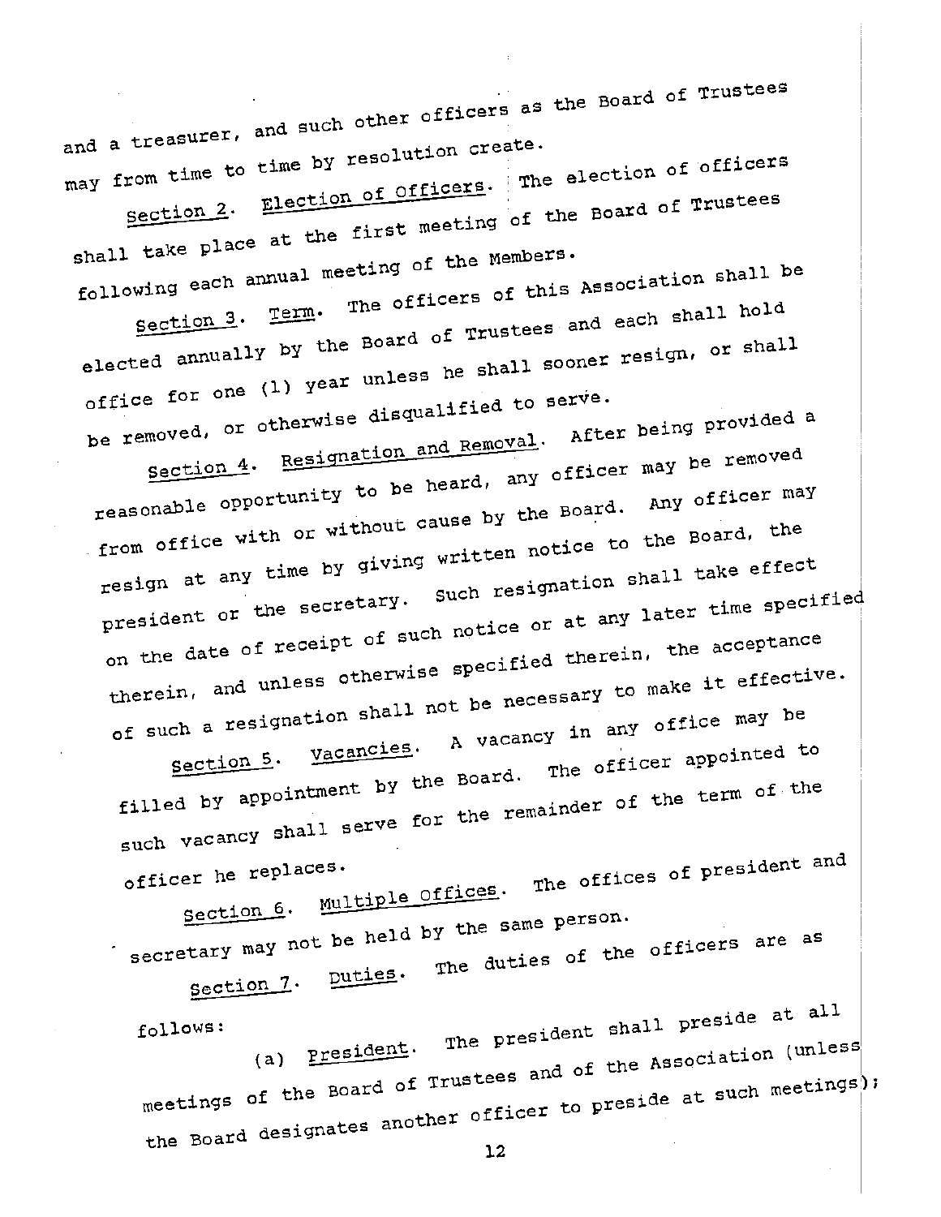and a treasurer, and such other officers as the Board of Trustees may from time to time by resolution create.

Section 2. Election of Officers. The election of officers shall take place at the first meeting of the Board of Trustees following each annual meeting of the Members.

Section 3. Term. The officers of this Association shall be elected annually by the Board of Trustees and each shall hold office for one (1) year unless he shall sooner resign, or shall be removed, or otherwise disqualified to serve.

Section 4. Resignation and Removal. After being provided a reasonable opportunity to be heard, any officer may be removed from office with or without cause by the Board. Any officer may resign at any time by giving written notice to the Board, the president or the secretary. Such resignation shall take effect on the date of receipt of such notice or at any later time specified therein, and unless otherwise specified therein, the acceptance of such a resignation shall not be necessary to make it effective.

Section 5. Vacancies. A vacancy in any office may be filled by appointment by the Board. The officer appointed to such vacancy shall serve for the remainder of the term of the officer he replaces.

Section 6. Multiple Offices. The offices of president and secretary may not be held by the same person.

Section 7. Duties. The duties of the officers are as follows:

(a) President. The president shall preside at all meetings of the Board of Trustees and of the Association (unless the Board designates another officer to preside at such meetings);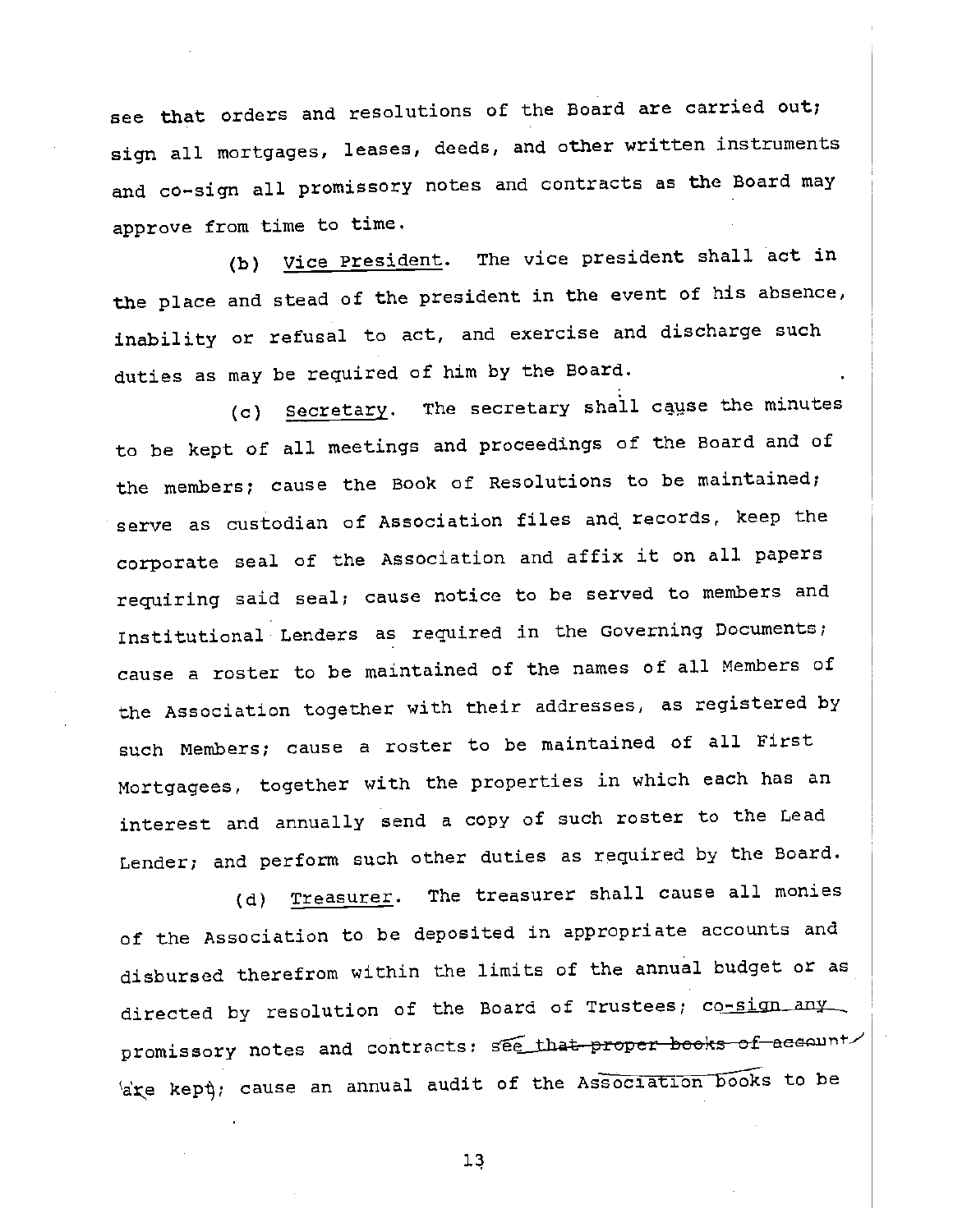see that orders and resolutions of the Board are carried out; sign all mortgages, leases, deeds, and other written instruments and co-sign all promissory notes and contracts as the Board may approve from time to time.

(b) Vice President. The vice president shall act in the place and stead of the president in the event of his absence, inability or refusal to act, and exercise and discharge such duties as may be required of him by the Board.

(c) Secretary. The secretary shall cause the minutes to be kept of all meetings and proceedings of the Board and of the members; cause the Book of Resolutions to be maintained; serve as custodian of Association files and records, keep the corporate seal of the Association and affix it on all papers requiring said seal; cause notice to be served to members and Institutional Lenders as required in the Governing Documents; cause a roster to be maintained of the names of all Members of the Association together with their addresses, as registered by such Members; cause a roster to be maintained of all First Mortgagees, together with the properties in which each has an interest and annually send a copy of such roster to the Lead Lender; and perform such other duties as required by the Board.

(d) Treasurer. The treasurer shall cause all monies of the Association to be deposited in appropriate accounts and disbursed therefrom within the limits of the annual budget or as directed by resolution of the Board of Trustees; co-sign any promissory notes and contracts; ~~see that proper books of account are kept~~; cause an annual audit of the Association books to be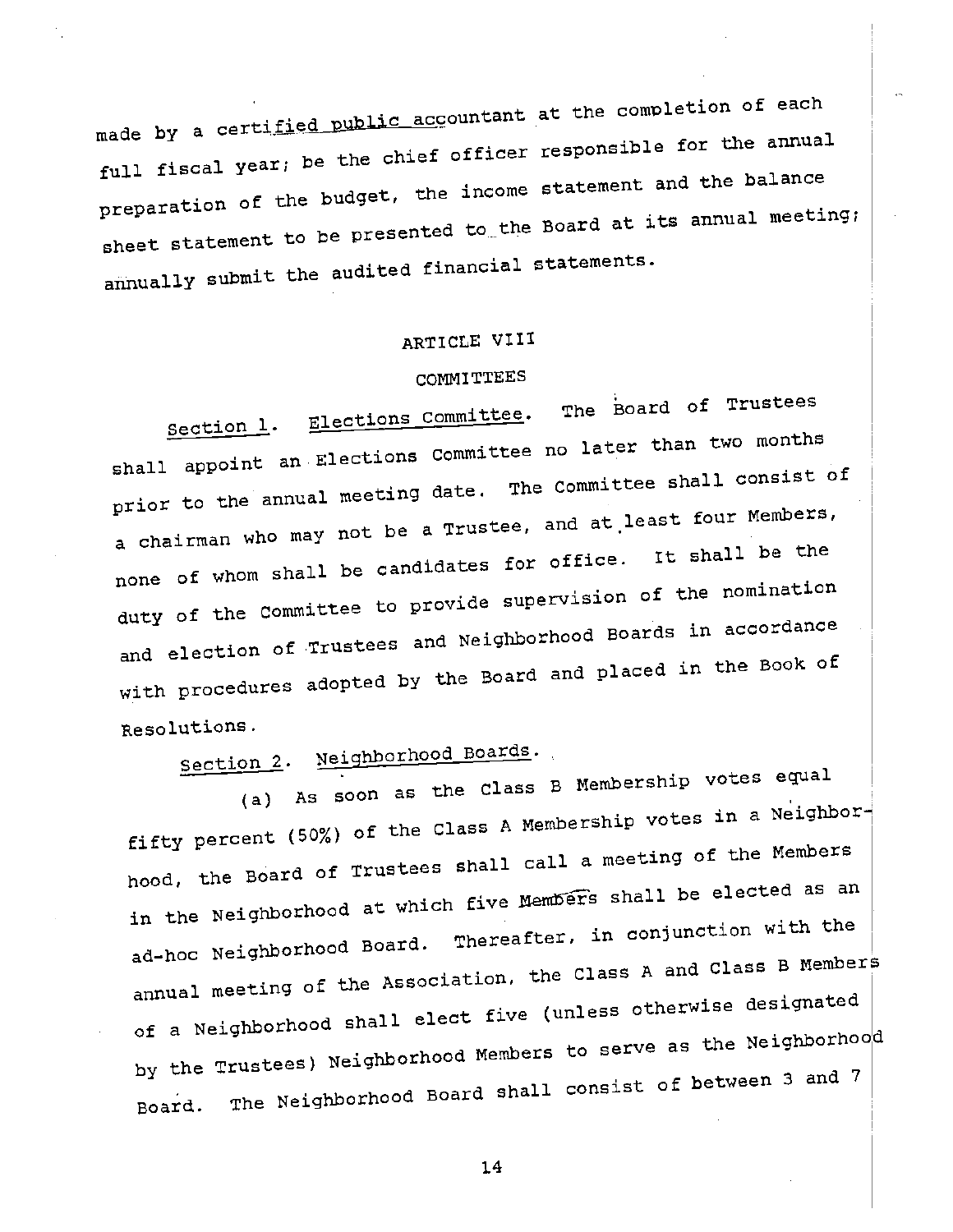made by a certified public accountant at the completion of each full fiscal year; be the chief officer responsible for the annual preparation of the budget, the income statement and the balance sheet statement to be presented to the Board at its annual meeting; annually submit the audited financial statements.

## ARTICLE VIII

## COMMITTEES

Section 1. Elections Committee. The Board of Trustees shall appoint an Elections Committee no later than two months prior to the annual meeting date. The Committee shall consist of a chairman who may not be a Trustee, and at least four Members, none of whom shall be candidates for office. It shall be the duty of the Committee to provide supervision of the nomination and election of Trustees and Neighborhood Boards in accordance with procedures adopted by the Board and placed in the Book of Resolutions.

Section 2. Neighborhood Boards.

(a) As soon as the Class B Membership votes equal fifty percent (50%) of the Class A Membership votes in a Neighborhood, the Board of Trustees shall call a meeting of the Members in the Neighborhood at which five Members shall be elected as an ad-hoc Neighborhood Board. Thereafter, in conjunction with the annual meeting of the Association, the Class A and Class B Members of a Neighborhood shall elect five (unless otherwise designated by the Trustees) Neighborhood Members to serve as the Neighborhood Board. The Neighborhood Board shall consist of between 3 and 7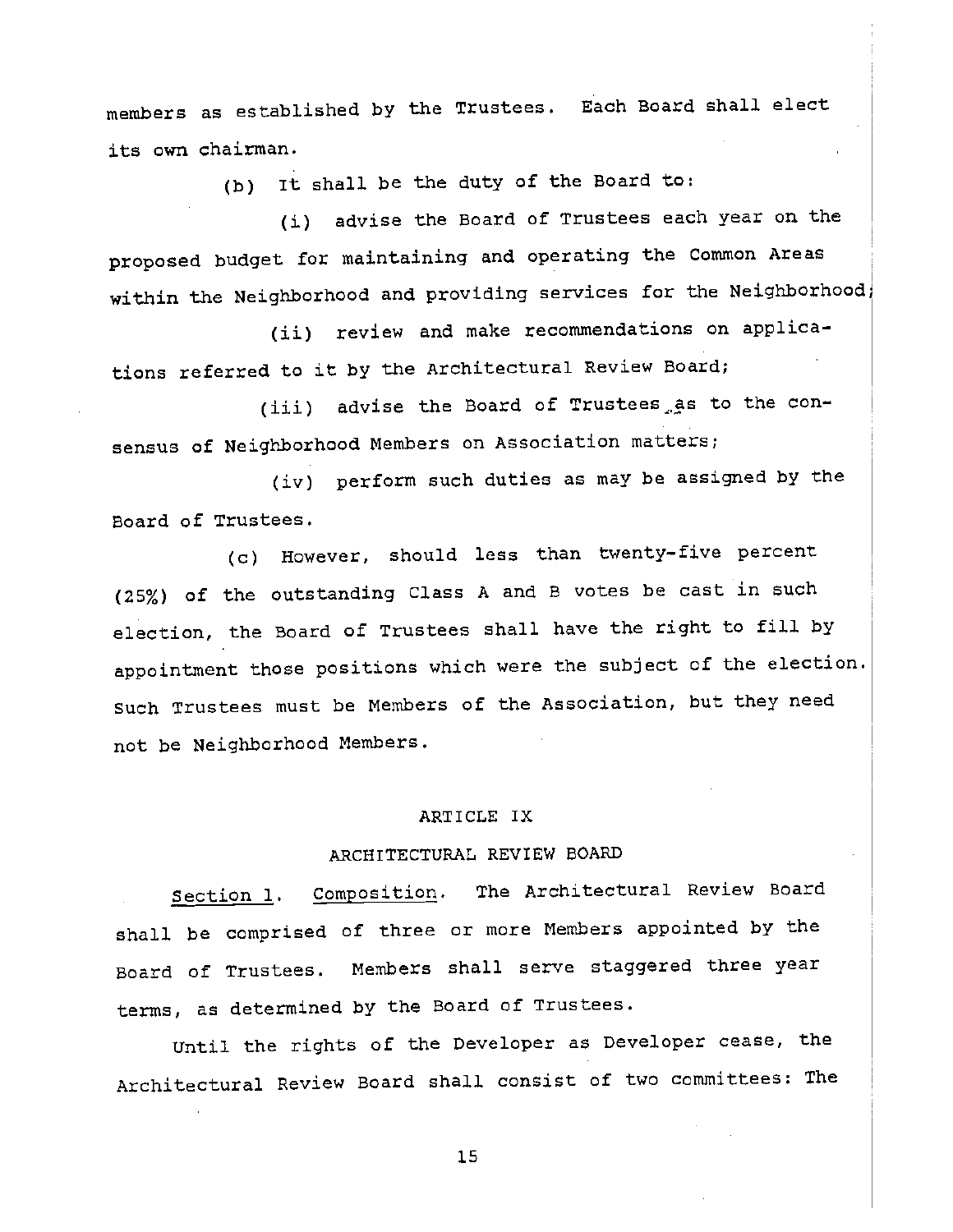members as established by the Trustees. Each Board shall elect its own chairman.

(b) It shall be the duty of the Board to:

(i) advise the Board of Trustees each year on the proposed budget for maintaining and operating the Common Areas within the Neighborhood and providing services for the Neighborhood;

(ii) review and make recommendations on applications referred to it by the Architectural Review Board;

(iii) advise the Board of Trustees as to the consensus of Neighborhood Members on Association matters;

(iv) perform such duties as may be assigned by the Board of Trustees.

(c) However, should less than twenty-five percent (25%) of the outstanding Class A and B votes be cast in such election, the Board of Trustees shall have the right to fill by appointment those positions which were the subject of the election. Such Trustees must be Members of the Association, but they need not be Neighborhood Members.

## ARTICLE IX

## ARCHITECTURAL REVIEW BOARD

Section 1. Composition. The Architectural Review Board shall be comprised of three or more Members appointed by the Board of Trustees. Members shall serve staggered three year terms, as determined by the Board of Trustees.

Until the rights of the Developer as Developer cease, the Architectural Review Board shall consist of two committees: The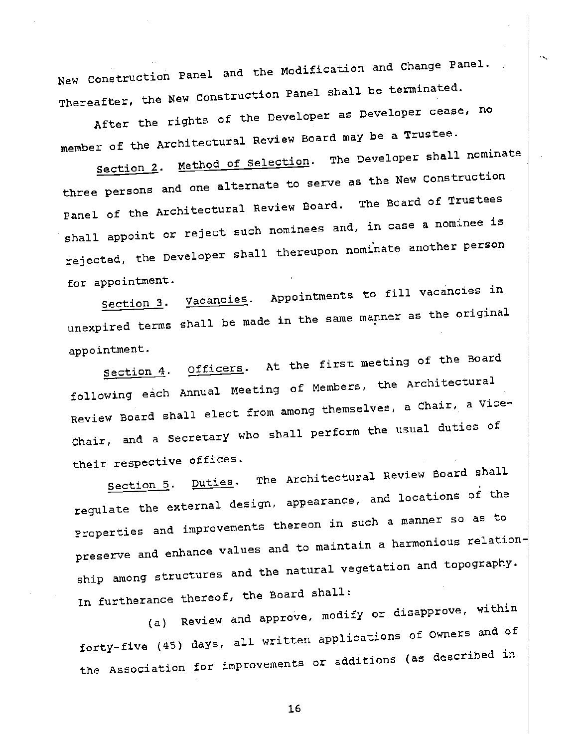New Construction Panel and the Modification and Change Panel. Thereafter, the New Construction Panel shall be terminated.

After the rights of the Developer as Developer cease, no member of the Architectural Review Board may be a Trustee.

Section 2. Method of Selection. The Developer shall nominate three persons and one alternate to serve as the New Construction Panel of the Architectural Review Board. The Board of Trustees shall appoint or reject such nominees and, in case a nominee is rejected, the Developer shall thereupon nominate another person for appointment.

Section 3. Vacancies. Appointments to fill vacancies in unexpired terms shall be made in the same manner as the original appointment.

Section 4. Officers. At the first meeting of the Board following each Annual Meeting of Members, the Architectural Review Board shall elect from among themselves, a Chair, a Vice-Chair, and a Secretary who shall perform the usual duties of their respective offices.

Section 5. Duties. The Architectural Review Board shall regulate the external design, appearance, and locations of the Properties and improvements thereon in such a manner so as to preserve and enhance values and to maintain a harmonious relationship among structures and the natural vegetation and topography. In furtherance thereof, the Board shall:

(a) Review and approve, modify or disapprove, within forty-five (45) days, all written applications of Owners and of the Association for improvements or additions (as described in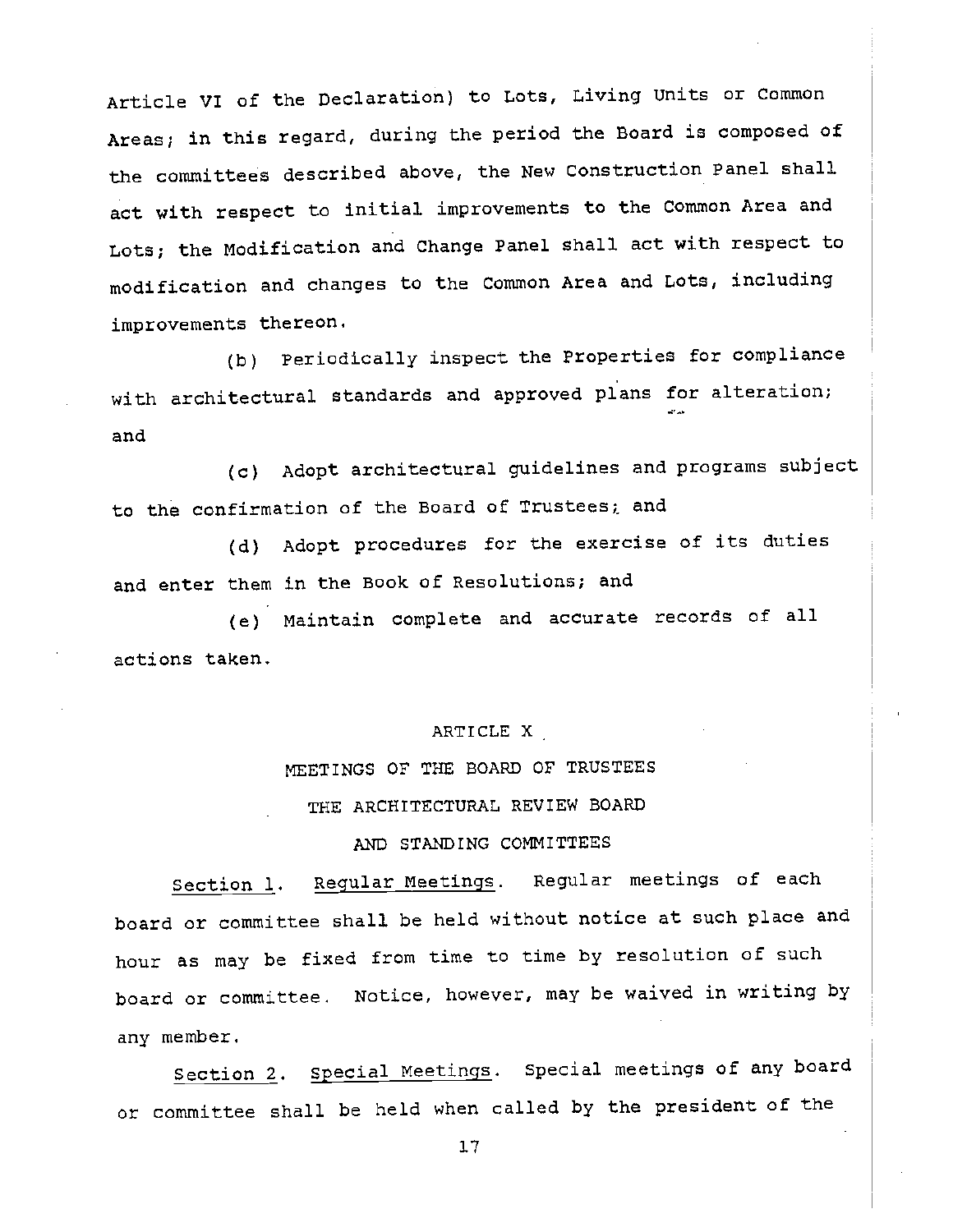Article VI of the Declaration) to Lots, Living Units or Common Areas; in this regard, during the period the Board is composed of the committees described above, the New Construction Panel shall act with respect to initial improvements to the Common Area and Lots; the Modification and Change Panel shall act with respect to modification and changes to the Common Area and Lots, including improvements thereon.

(b) Periodically inspect the Properties for compliance with architectural standards and approved plans for alteration; and

(c) Adopt architectural guidelines and programs subject to the confirmation of the Board of Trustees; and

(d) Adopt procedures for the exercise of its duties and enter them in the Book of Resolutions; and

(e) Maintain complete and accurate records of all actions taken.

## ARTICLE X

## MEETINGS OF THE BOARD OF TRUSTEES THE ARCHITECTURAL REVIEW BOARD AND STANDING COMMITTEES

Section 1. Regular Meetings. Regular meetings of each board or committee shall be held without notice at such place and hour as may be fixed from time to time by resolution of such board or committee. Notice, however, may be waived in writing by any member.

Section 2. Special Meetings. Special meetings of any board or committee shall be held when called by the president of the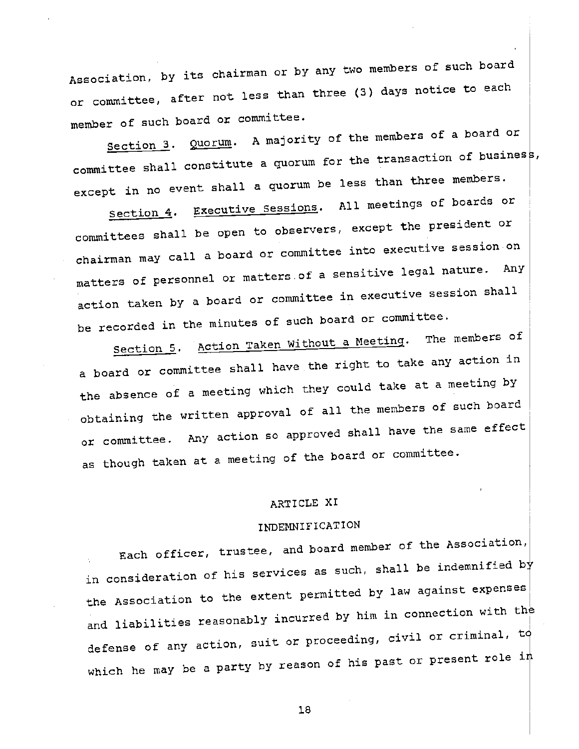Association, by its chairman or by any two members of such board or committee, after not less than three (3) days notice to each member of such board or committee.

Section 3. Quorum. A majority of the members of a board or committee shall constitute a quorum for the transaction of business, except in no event shall a quorum be less than three members.

Section 4. Executive Sessions. All meetings of boards or committees shall be open to observers, except the president or chairman may call a board or committee into executive session on matters of personnel or matters of a sensitive legal nature. Any action taken by a board or committee in executive session shall be recorded in the minutes of such board or committee.

Section 5. Action Taken Without a Meeting. The members of a board or committee shall have the right to take any action in the absence of a meeting which they could take at a meeting by obtaining the written approval of all the members of such board or committee. Any action so approved shall have the same effect as though taken at a meeting of the board or committee.

## ARTICLE XI

## INDEMNIFICATION

Each officer, trustee, and board member of the Association, in consideration of his services as such, shall be indemnified by the Association to the extent permitted by law against expenses and liabilities reasonably incurred by him in connection with the defense of any action, suit or proceeding, civil or criminal, to which he may be a party by reason of his past or present role in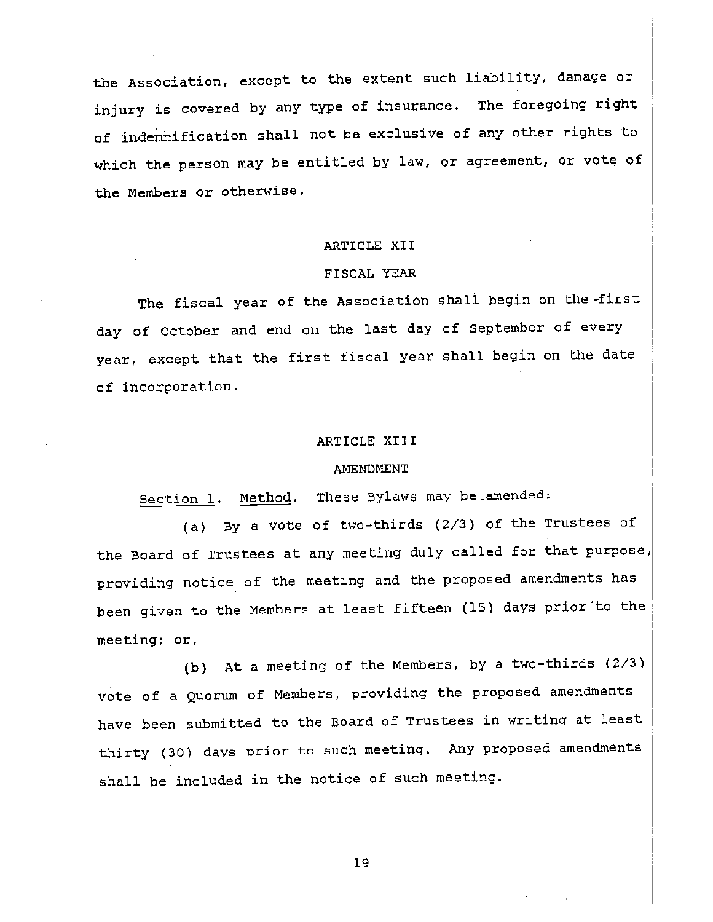the Association, except to the extent such liability, damage or injury is covered by any type of insurance. The foregoing right of indemnification shall not be exclusive of any other rights to which the person may be entitled by law, or agreement, or vote of the Members or otherwise.

## ARTICLE XII

## FISCAL YEAR

The fiscal year of the Association shall begin on the first day of October and end on the last day of September of every year, except that the first fiscal year shall begin on the date of incorporation.

## ARTICLE XIII

## AMENDMENT

Section 1. Method. These Bylaws may be amended:

(a) By a vote of two-thirds (2/3) of the Trustees of the Board of Trustees at any meeting duly called for that purpose, providing notice of the meeting and the proposed amendments has been given to the Members at least fifteen (15) days prior to the meeting; or,

(b) At a meeting of the Members, by a two-thirds (2/3) vote of a Quorum of Members, providing the proposed amendments have been submitted to the Board of Trustees in writing at least thirty (30) days prior to such meeting. Any proposed amendments shall be included in the notice of such meeting.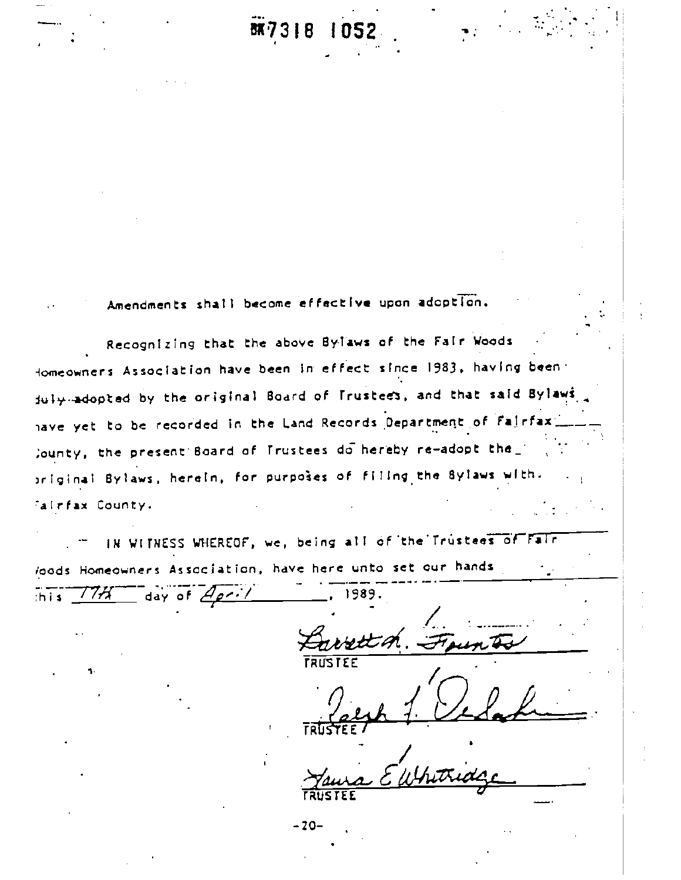Amendments shall become effective upon adoption.

Recognizing that the above Bylaws of the Fair Woods Homeowners Association have been in effect since 1983, having been duly adopted by the original Board of Trustees, and that said Bylaws have yet to be recorded in the Land Records Department of Fairfax County, the present Board of Trustees do hereby re-adopt the original Bylaws, herein, for purposes of filing the Bylaws with Fairfax County.

IN WITNESS WHEREOF, we, being all of the Trustees of Fair Woods Homeowners Association, have here unto set our hands this 17th day of April, 1989.

Barrett A. Founts
TRUSTEE

Ralph J. DeSahn
TRUSTEE

Laura E. Whitridge
TRUSTEE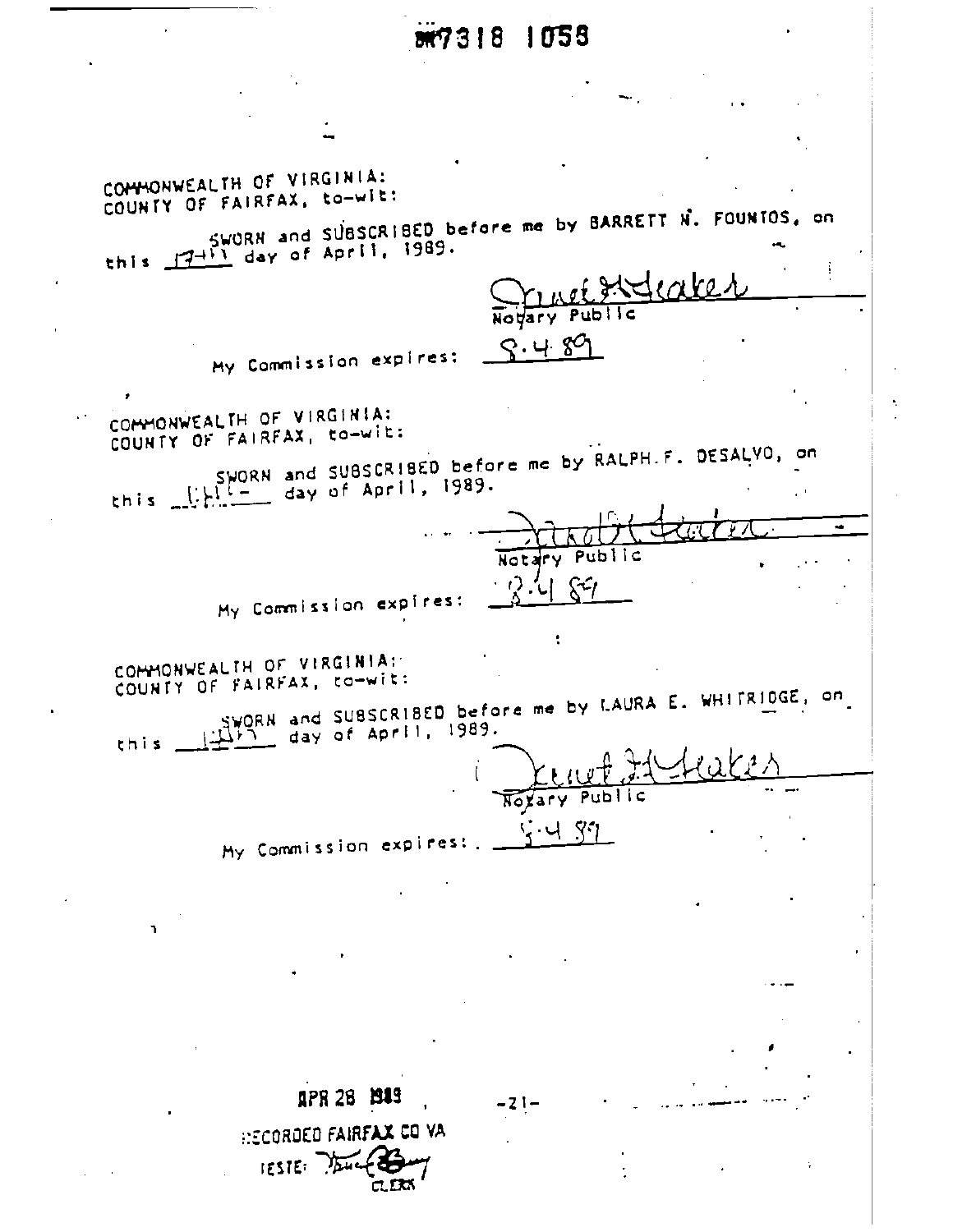BK7318 1058

COMMONWEALTH OF VIRGINIA:
COUNTY OF FAIRFAX, to-wit:

SWORN and SUBSCRIBED before me by BARRETT N. FOUNTOS, on this 17th day of April, 1989.

Notary Public

My Commission expires: 8.4.89

COMMONWEALTH OF VIRGINIA:
COUNTY OF FAIRFAX, to-wit:

SWORN and SUBSCRIBED before me by RALPH F. DESALVO, on this 17th day of April, 1989.

Notary Public

My Commission expires: 8.4.89

COMMONWEALTH OF VIRGINIA:
COUNTY OF FAIRFAX, to-wit:

SWORN and SUBSCRIBED before me by LAURA E. WHITRIDGE, on this 17th day of April, 1989.

Notary Public

My Commission expires: 8.4.89

APR 28 1989
RECORDED FAIRFAX CO VA
TESTE: CLERK